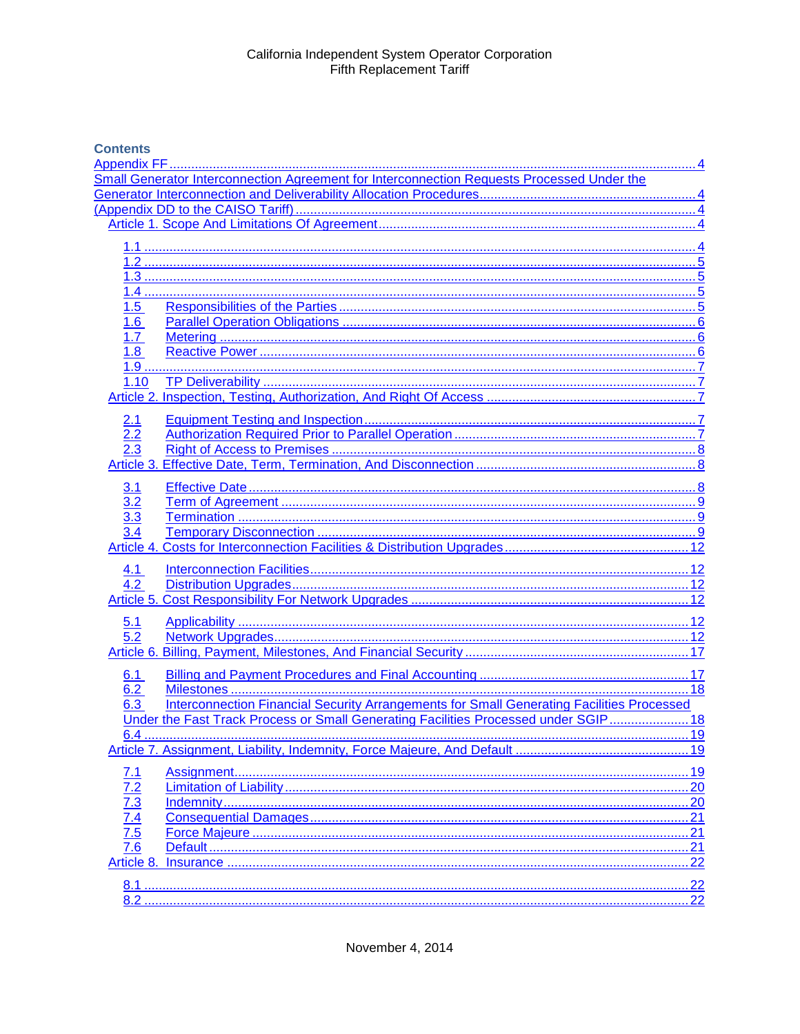California Independent System Operator Corporation
Fifth Replacement Tariff

**Contents**

Appendix FF ........................................................................................................................ 4
Small Generator Interconnection Agreement for Interconnection Requests Processed Under the Generator Interconnection and Deliverability Allocation Procedures ........................................................ 4
(Appendix DD to the CAISO Tariff) ....................................................................................... 4
Article 1. Scope And Limitations Of Agreement ...................................................................... 4
- 1.1 ...................................................................................................................... 4
- 1.2 ...................................................................................................................... 5
- 1.3 ...................................................................................................................... 5
- 1.4 ...................................................................................................................... 5
- 1.5 Responsibilities of the Parties ................................................................................... 5
- 1.6 Parallel Operation Obligations .................................................................................. 6
- 1.7 Metering ............................................................................................................... 6
- 1.8 Reactive Power ...................................................................................................... 6
- 1.9 ...................................................................................................................... 7
- 1.10 TP Deliverability .................................................................................................. 7

Article 2. Inspection, Testing, Authorization, And Right Of Access ............................................. 7
- 2.1 Equipment Testing and Inspection ............................................................................. 7
- 2.2 Authorization Required Prior to Parallel Operation ...................................................... 7
- 2.3 Right of Access to Premises ..................................................................................... 8

Article 3. Effective Date, Term, Termination, And Disconnection ............................................... 8
- 3.1 Effective Date ........................................................................................................ 8
- 3.2 Term of Agreement .................................................................................................. 9
- 3.3 Termination ........................................................................................................... 9
- 3.4 Temporary Disconnection ......................................................................................... 9

Article 4. Costs for Interconnection Facilities & Distribution Upgrades ...................................... 12
- 4.1 Interconnection Facilities ........................................................................................ 12
- 4.2 Distribution Upgrades ............................................................................................. 12

Article 5. Cost Responsibility For Network Upgrades ............................................................. 12
- 5.1 Applicability ......................................................................................................... 12
- 5.2 Network Upgrades .................................................................................................. 12

Article 6. Billing, Payment, Milestones, And Financial Security ............................................... 17
- 6.1 Billing and Payment Procedures and Final Accounting .................................................. 17
- 6.2 Milestones ........................................................................................................... 18
- 6.3 Interconnection Financial Security Arrangements for Small Generating Facilities Processed Under the Fast Track Process or Small Generating Facilities Processed under SGIP ..................... 18
- 6.4 .................................................................................................................... 19

Article 7. Assignment, Liability, Indemnity, Force Majeure, And Default .................................... 19
- 7.1 Assignment .......................................................................................................... 19
- 7.2 Limitation of Liability ............................................................................................. 20
- 7.3 Indemnity ............................................................................................................ 20
- 7.4 Consequential Damages .......................................................................................... 21
- 7.5 Force Majeure ....................................................................................................... 21
- 7.6 Default ................................................................................................................ 21

Article 8. Insurance ............................................................................................................ 22
- 8.1 .................................................................................................................... 22
- 8.2 .................................................................................................................... 22

November 4, 2014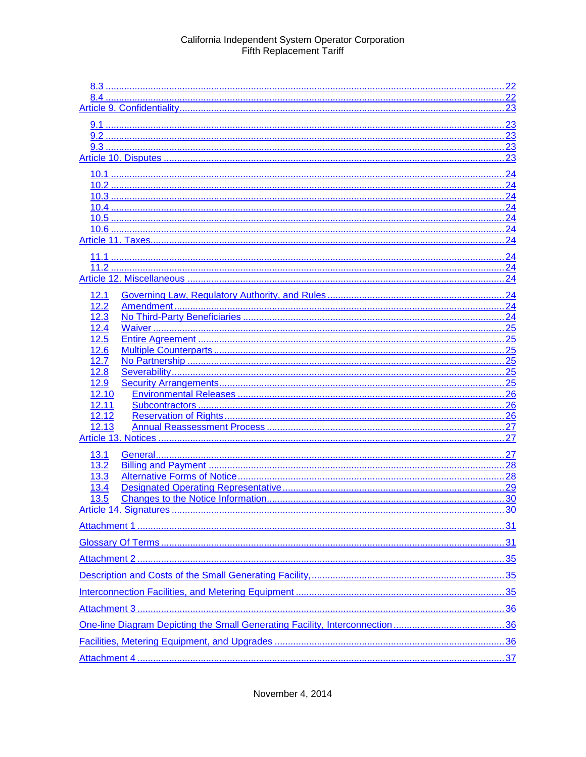8.3 .......... 22
8.4 .......... 22
Article 9. Confidentiality .......... 23

9.1 .......... 23
9.2 .......... 23
9.3 .......... 23
Article 10. Disputes .......... 23

10.1 .......... 24
10.2 .......... 24
10.3 .......... 24
10.4 .......... 24
10.5 .......... 24
10.6 .......... 24
Article 11. Taxes .......... 24

11.1 .......... 24
11.2 .......... 24
Article 12. Miscellaneous .......... 24

12.1 Governing Law, Regulatory Authority, and Rules .......... 24
12.2 Amendment .......... 24
12.3 No Third-Party Beneficiaries .......... 24
12.4 Waiver .......... 25
12.5 Entire Agreement .......... 25
12.6 Multiple Counterparts .......... 25
12.7 No Partnership .......... 25
12.8 Severability .......... 25
12.9 Security Arrangements .......... 25
12.10 Environmental Releases .......... 26
12.11 Subcontractors .......... 26
12.12 Reservation of Rights .......... 26
12.13 Annual Reassessment Process .......... 27
Article 13. Notices .......... 27

13.1 General .......... 27
13.2 Billing and Payment .......... 28
13.3 Alternative Forms of Notice .......... 28
13.4 Designated Operating Representative .......... 29
13.5 Changes to the Notice Information .......... 30
Article 14. Signatures .......... 30

Attachment 1 .......... 31

Glossary Of Terms .......... 31

Attachment 2 .......... 35

Description and Costs of the Small Generating Facility, .......... 35

Interconnection Facilities, and Metering Equipment .......... 35

Attachment 3 .......... 36

One-line Diagram Depicting the Small Generating Facility, Interconnection .......... 36

Facilities, Metering Equipment, and Upgrades .......... 36

Attachment 4 .......... 37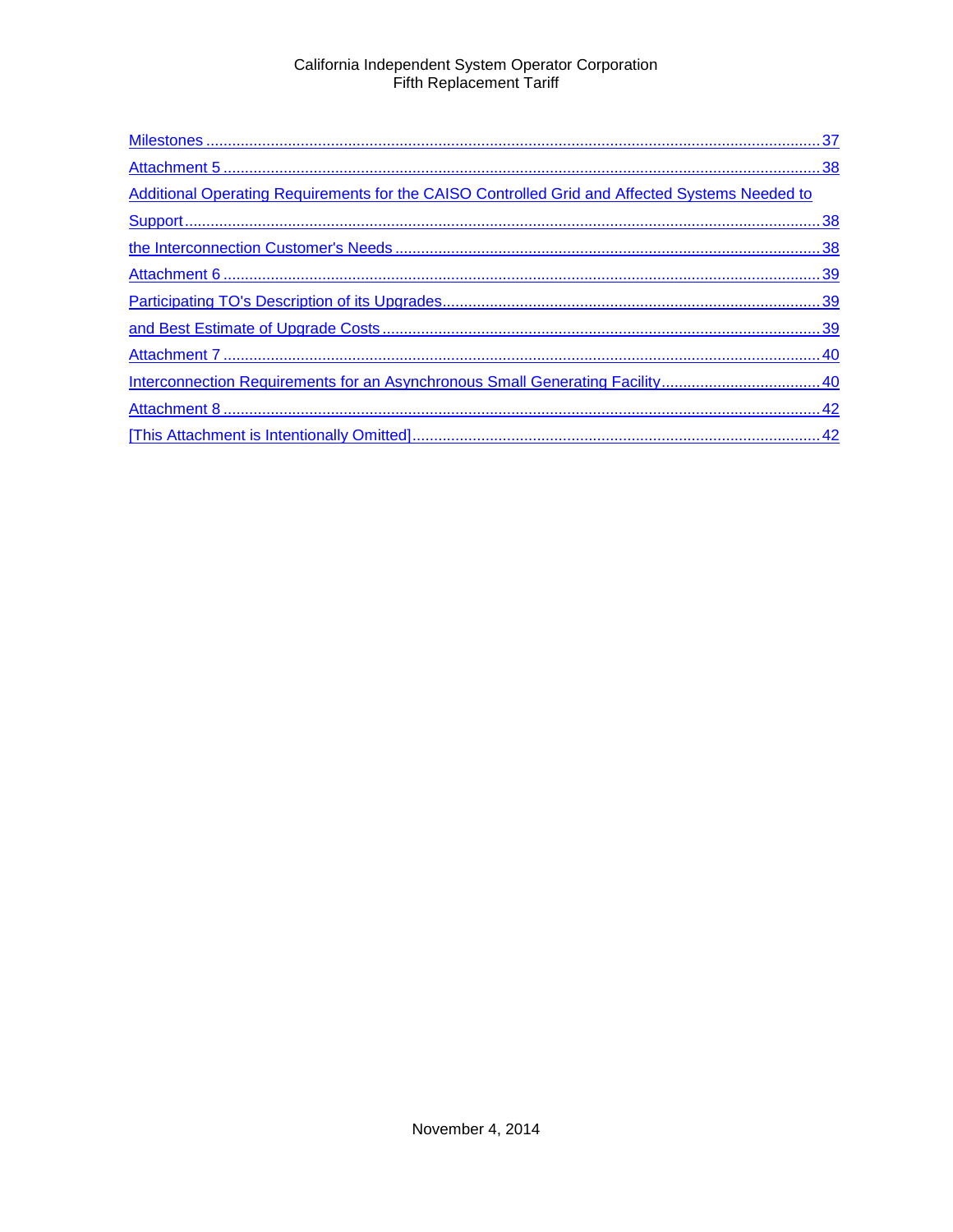Milestones ........................................................................................................................................ 37

Attachment 5 ..................................................................................................................................... 38

Additional Operating Requirements for the CAISO Controlled Grid and Affected Systems Needed to

Support ............................................................................................................................................... 38

the Interconnection Customer's Needs .............................................................................................. 38

Attachment 6 ..................................................................................................................................... 39

Participating TO's Description of its Upgrades ................................................................................... 39

and Best Estimate of Upgrade Costs ................................................................................................. 39

Attachment 7 ..................................................................................................................................... 40

Interconnection Requirements for an Asynchronous Small Generating Facility ................................. 40

Attachment 8 ..................................................................................................................................... 42

[This Attachment is Intentionally Omitted] .......................................................................................... 42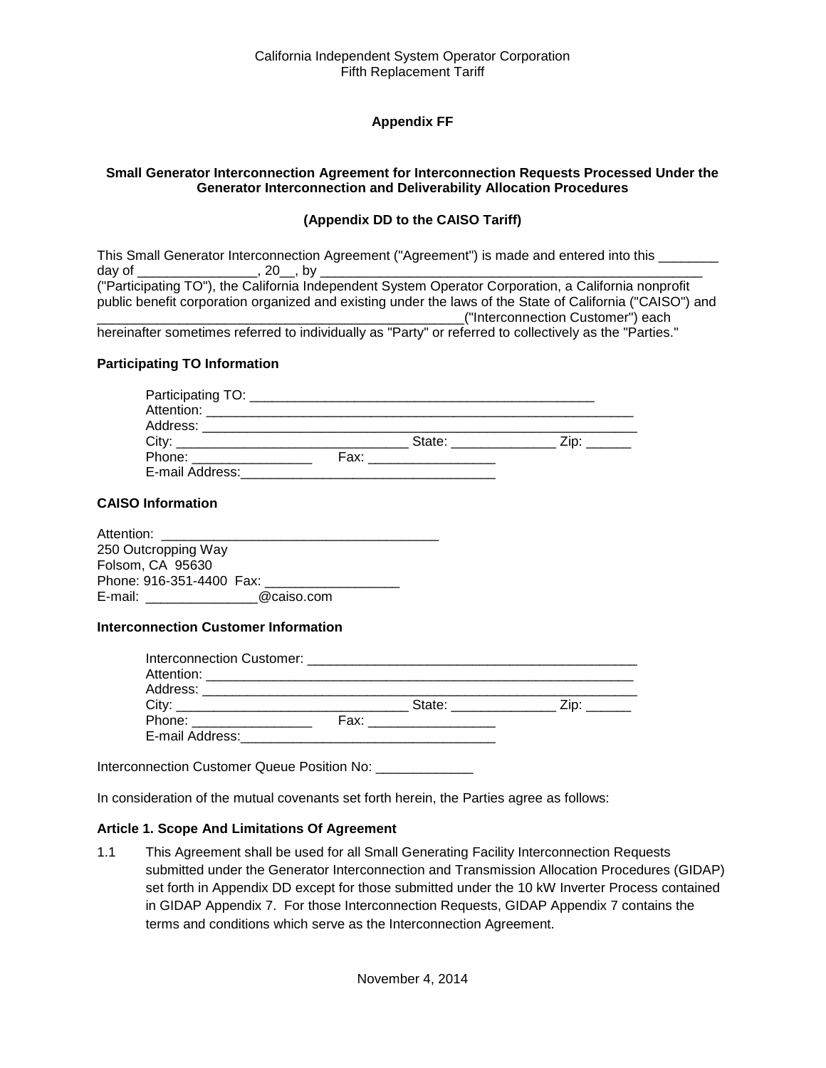**Appendix FF**

**Small Generator Interconnection Agreement for Interconnection Requests Processed Under the Generator Interconnection and Deliverability Allocation Procedures**

**(Appendix DD to the CAISO Tariff)**

This Small Generator Interconnection Agreement ("Agreement") is made and entered into this ________ day of ________________, 20__, by ____________________________________________________ ("Participating TO"), the California Independent System Operator Corporation, a California nonprofit public benefit corporation organized and existing under the laws of the State of California ("CAISO") and __________________________________________________("Interconnection Customer") each hereinafter sometimes referred to individually as "Party" or referred to collectively as the "Parties."

**Participating TO Information**

Participating TO: ________________________________________________
Attention: ____________________________________________________________
Address: _____________________________________________________________
City: _________________________________ State: ______________ Zip: ______
Phone: ________________ Fax: _________________
E-mail Address:___________________________________

**CAISO Information**

Attention: _____________________________________
250 Outcropping Way
Folsom, CA 95630
Phone: 916-351-4400 Fax: __________________
E-mail: _______________@caiso.com

**Interconnection Customer Information**

Interconnection Customer: ____________________________________________
Attention: ____________________________________________________________
Address: _____________________________________________________________
City: _________________________________ State: ______________ Zip: ______
Phone: ________________ Fax: _________________
E-mail Address:___________________________________

Interconnection Customer Queue Position No: _____________

In consideration of the mutual covenants set forth herein, the Parties agree as follows:

**Article 1. Scope And Limitations Of Agreement**

1.1 This Agreement shall be used for all Small Generating Facility Interconnection Requests submitted under the Generator Interconnection and Transmission Allocation Procedures (GIDAP) set forth in Appendix DD except for those submitted under the 10 kW Inverter Process contained in GIDAP Appendix 7. For those Interconnection Requests, GIDAP Appendix 7 contains the terms and conditions which serve as the Interconnection Agreement.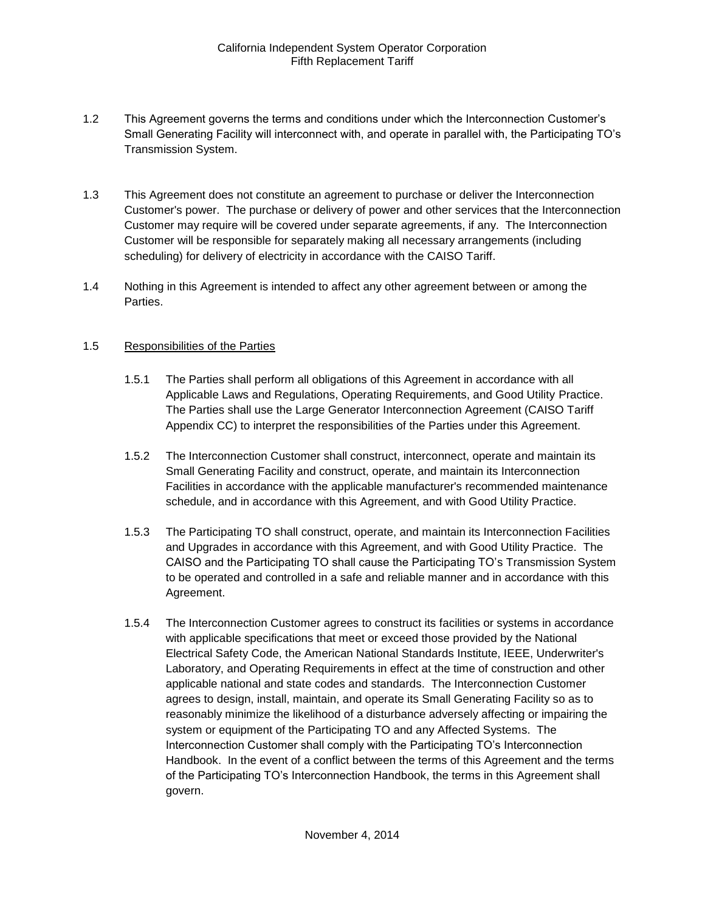1.2 This Agreement governs the terms and conditions under which the Interconnection Customer's Small Generating Facility will interconnect with, and operate in parallel with, the Participating TO's Transmission System.

1.3 This Agreement does not constitute an agreement to purchase or deliver the Interconnection Customer's power. The purchase or delivery of power and other services that the Interconnection Customer may require will be covered under separate agreements, if any. The Interconnection Customer will be responsible for separately making all necessary arrangements (including scheduling) for delivery of electricity in accordance with the CAISO Tariff.

1.4 Nothing in this Agreement is intended to affect any other agreement between or among the Parties.

1.5 <u>Responsibilities of the Parties</u>

1.5.1 The Parties shall perform all obligations of this Agreement in accordance with all Applicable Laws and Regulations, Operating Requirements, and Good Utility Practice. The Parties shall use the Large Generator Interconnection Agreement (CAISO Tariff Appendix CC) to interpret the responsibilities of the Parties under this Agreement.

1.5.2 The Interconnection Customer shall construct, interconnect, operate and maintain its Small Generating Facility and construct, operate, and maintain its Interconnection Facilities in accordance with the applicable manufacturer's recommended maintenance schedule, and in accordance with this Agreement, and with Good Utility Practice.

1.5.3 The Participating TO shall construct, operate, and maintain its Interconnection Facilities and Upgrades in accordance with this Agreement, and with Good Utility Practice. The CAISO and the Participating TO shall cause the Participating TO's Transmission System to be operated and controlled in a safe and reliable manner and in accordance with this Agreement.

1.5.4 The Interconnection Customer agrees to construct its facilities or systems in accordance with applicable specifications that meet or exceed those provided by the National Electrical Safety Code, the American National Standards Institute, IEEE, Underwriter's Laboratory, and Operating Requirements in effect at the time of construction and other applicable national and state codes and standards. The Interconnection Customer agrees to design, install, maintain, and operate its Small Generating Facility so as to reasonably minimize the likelihood of a disturbance adversely affecting or impairing the system or equipment of the Participating TO and any Affected Systems. The Interconnection Customer shall comply with the Participating TO's Interconnection Handbook. In the event of a conflict between the terms of this Agreement and the terms of the Participating TO's Interconnection Handbook, the terms in this Agreement shall govern.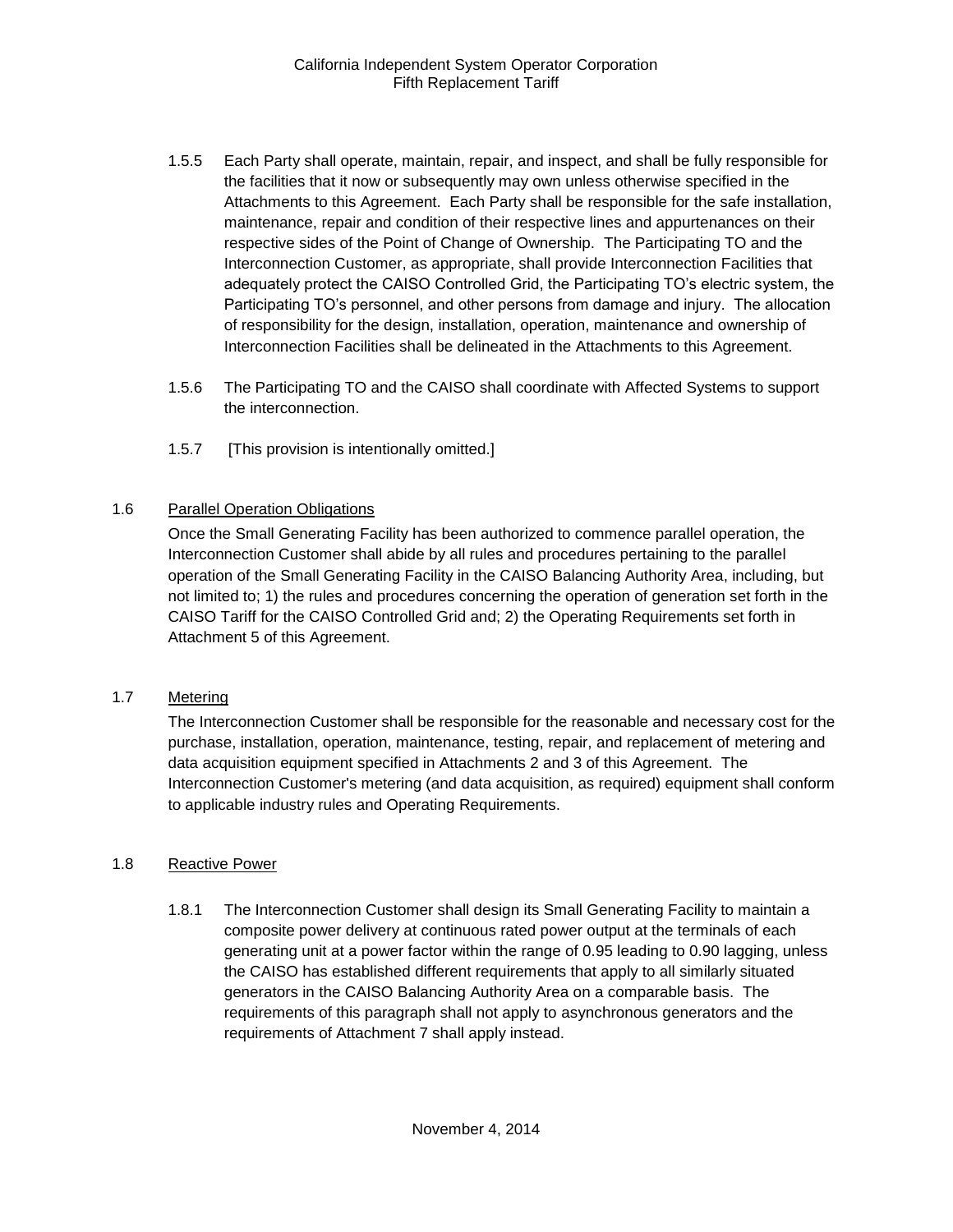1.5.5 Each Party shall operate, maintain, repair, and inspect, and shall be fully responsible for the facilities that it now or subsequently may own unless otherwise specified in the Attachments to this Agreement. Each Party shall be responsible for the safe installation, maintenance, repair and condition of their respective lines and appurtenances on their respective sides of the Point of Change of Ownership. The Participating TO and the Interconnection Customer, as appropriate, shall provide Interconnection Facilities that adequately protect the CAISO Controlled Grid, the Participating TO's electric system, the Participating TO's personnel, and other persons from damage and injury. The allocation of responsibility for the design, installation, operation, maintenance and ownership of Interconnection Facilities shall be delineated in the Attachments to this Agreement.

1.5.6 The Participating TO and the CAISO shall coordinate with Affected Systems to support the interconnection.

1.5.7 [This provision is intentionally omitted.]

1.6 <u>Parallel Operation Obligations</u>

Once the Small Generating Facility has been authorized to commence parallel operation, the Interconnection Customer shall abide by all rules and procedures pertaining to the parallel operation of the Small Generating Facility in the CAISO Balancing Authority Area, including, but not limited to; 1) the rules and procedures concerning the operation of generation set forth in the CAISO Tariff for the CAISO Controlled Grid and; 2) the Operating Requirements set forth in Attachment 5 of this Agreement.

1.7 <u>Metering</u>

The Interconnection Customer shall be responsible for the reasonable and necessary cost for the purchase, installation, operation, maintenance, testing, repair, and replacement of metering and data acquisition equipment specified in Attachments 2 and 3 of this Agreement. The Interconnection Customer's metering (and data acquisition, as required) equipment shall conform to applicable industry rules and Operating Requirements.

1.8 <u>Reactive Power</u>

1.8.1 The Interconnection Customer shall design its Small Generating Facility to maintain a composite power delivery at continuous rated power output at the terminals of each generating unit at a power factor within the range of 0.95 leading to 0.90 lagging, unless the CAISO has established different requirements that apply to all similarly situated generators in the CAISO Balancing Authority Area on a comparable basis. The requirements of this paragraph shall not apply to asynchronous generators and the requirements of Attachment 7 shall apply instead.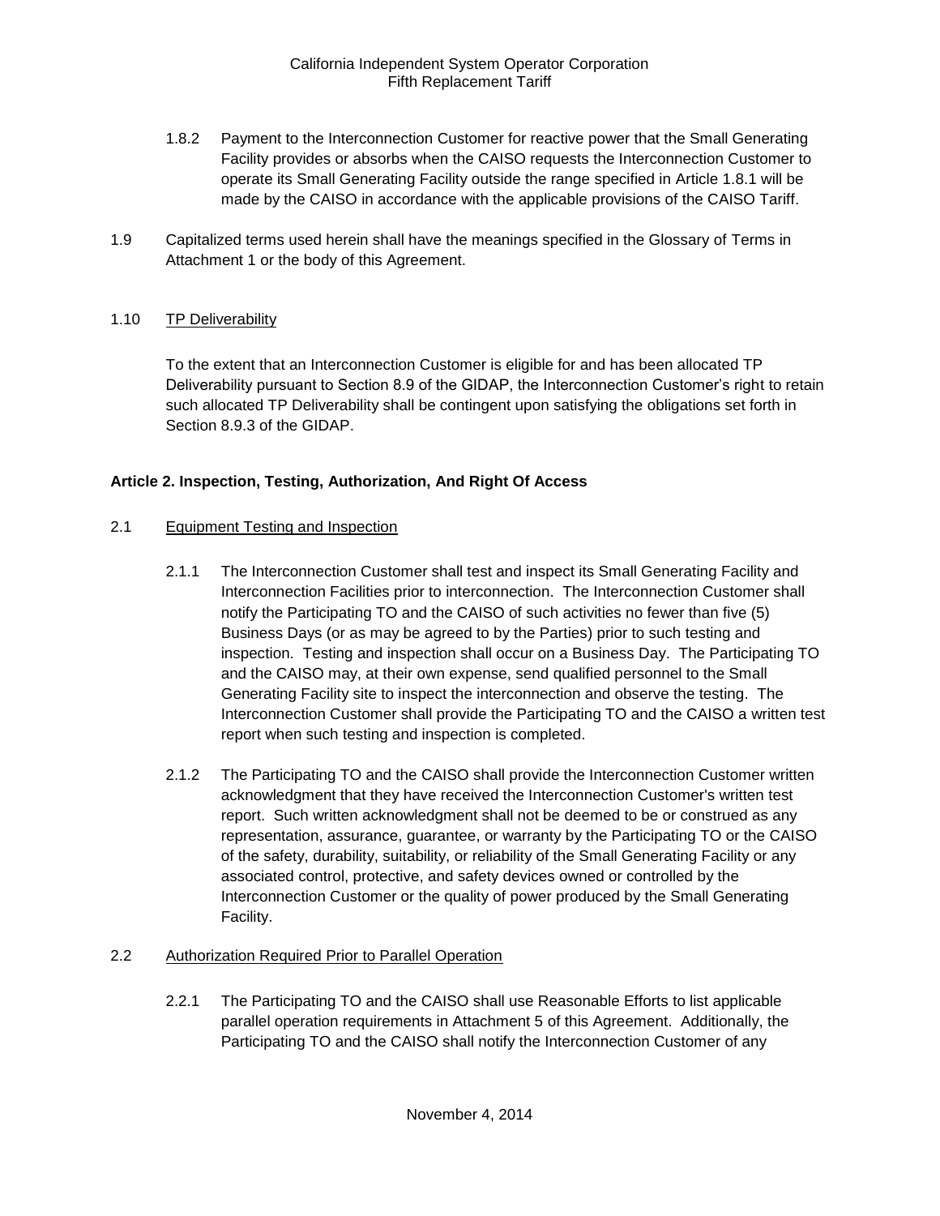1.8.2 Payment to the Interconnection Customer for reactive power that the Small Generating Facility provides or absorbs when the CAISO requests the Interconnection Customer to operate its Small Generating Facility outside the range specified in Article 1.8.1 will be made by the CAISO in accordance with the applicable provisions of the CAISO Tariff.

1.9 Capitalized terms used herein shall have the meanings specified in the Glossary of Terms in Attachment 1 or the body of this Agreement.

1.10 TP Deliverability

To the extent that an Interconnection Customer is eligible for and has been allocated TP Deliverability pursuant to Section 8.9 of the GIDAP, the Interconnection Customer's right to retain such allocated TP Deliverability shall be contingent upon satisfying the obligations set forth in Section 8.9.3 of the GIDAP.

**Article 2. Inspection, Testing, Authorization, And Right Of Access**

2.1 Equipment Testing and Inspection

2.1.1 The Interconnection Customer shall test and inspect its Small Generating Facility and Interconnection Facilities prior to interconnection. The Interconnection Customer shall notify the Participating TO and the CAISO of such activities no fewer than five (5) Business Days (or as may be agreed to by the Parties) prior to such testing and inspection. Testing and inspection shall occur on a Business Day. The Participating TO and the CAISO may, at their own expense, send qualified personnel to the Small Generating Facility site to inspect the interconnection and observe the testing. The Interconnection Customer shall provide the Participating TO and the CAISO a written test report when such testing and inspection is completed.

2.1.2 The Participating TO and the CAISO shall provide the Interconnection Customer written acknowledgment that they have received the Interconnection Customer's written test report. Such written acknowledgment shall not be deemed to be or construed as any representation, assurance, guarantee, or warranty by the Participating TO or the CAISO of the safety, durability, suitability, or reliability of the Small Generating Facility or any associated control, protective, and safety devices owned or controlled by the Interconnection Customer or the quality of power produced by the Small Generating Facility.

2.2 Authorization Required Prior to Parallel Operation

2.2.1 The Participating TO and the CAISO shall use Reasonable Efforts to list applicable parallel operation requirements in Attachment 5 of this Agreement. Additionally, the Participating TO and the CAISO shall notify the Interconnection Customer of any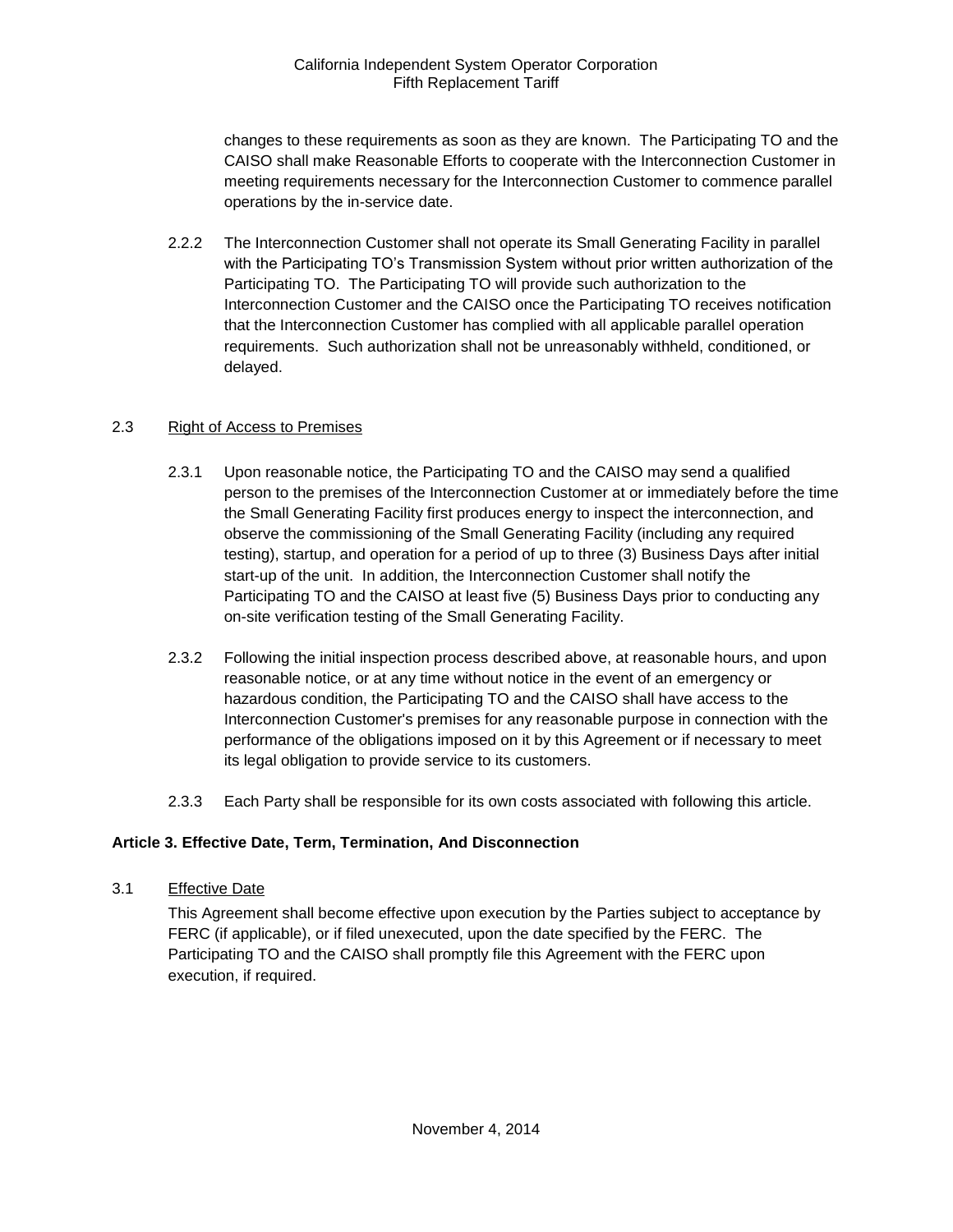changes to these requirements as soon as they are known. The Participating TO and the CAISO shall make Reasonable Efforts to cooperate with the Interconnection Customer in meeting requirements necessary for the Interconnection Customer to commence parallel operations by the in-service date.

2.2.2 The Interconnection Customer shall not operate its Small Generating Facility in parallel with the Participating TO's Transmission System without prior written authorization of the Participating TO. The Participating TO will provide such authorization to the Interconnection Customer and the CAISO once the Participating TO receives notification that the Interconnection Customer has complied with all applicable parallel operation requirements. Such authorization shall not be unreasonably withheld, conditioned, or delayed.

2.3 Right of Access to Premises

2.3.1 Upon reasonable notice, the Participating TO and the CAISO may send a qualified person to the premises of the Interconnection Customer at or immediately before the time the Small Generating Facility first produces energy to inspect the interconnection, and observe the commissioning of the Small Generating Facility (including any required testing), startup, and operation for a period of up to three (3) Business Days after initial start-up of the unit. In addition, the Interconnection Customer shall notify the Participating TO and the CAISO at least five (5) Business Days prior to conducting any on-site verification testing of the Small Generating Facility.

2.3.2 Following the initial inspection process described above, at reasonable hours, and upon reasonable notice, or at any time without notice in the event of an emergency or hazardous condition, the Participating TO and the CAISO shall have access to the Interconnection Customer's premises for any reasonable purpose in connection with the performance of the obligations imposed on it by this Agreement or if necessary to meet its legal obligation to provide service to its customers.

2.3.3 Each Party shall be responsible for its own costs associated with following this article.

**Article 3. Effective Date, Term, Termination, And Disconnection**

3.1 Effective Date

This Agreement shall become effective upon execution by the Parties subject to acceptance by FERC (if applicable), or if filed unexecuted, upon the date specified by the FERC. The Participating TO and the CAISO shall promptly file this Agreement with the FERC upon execution, if required.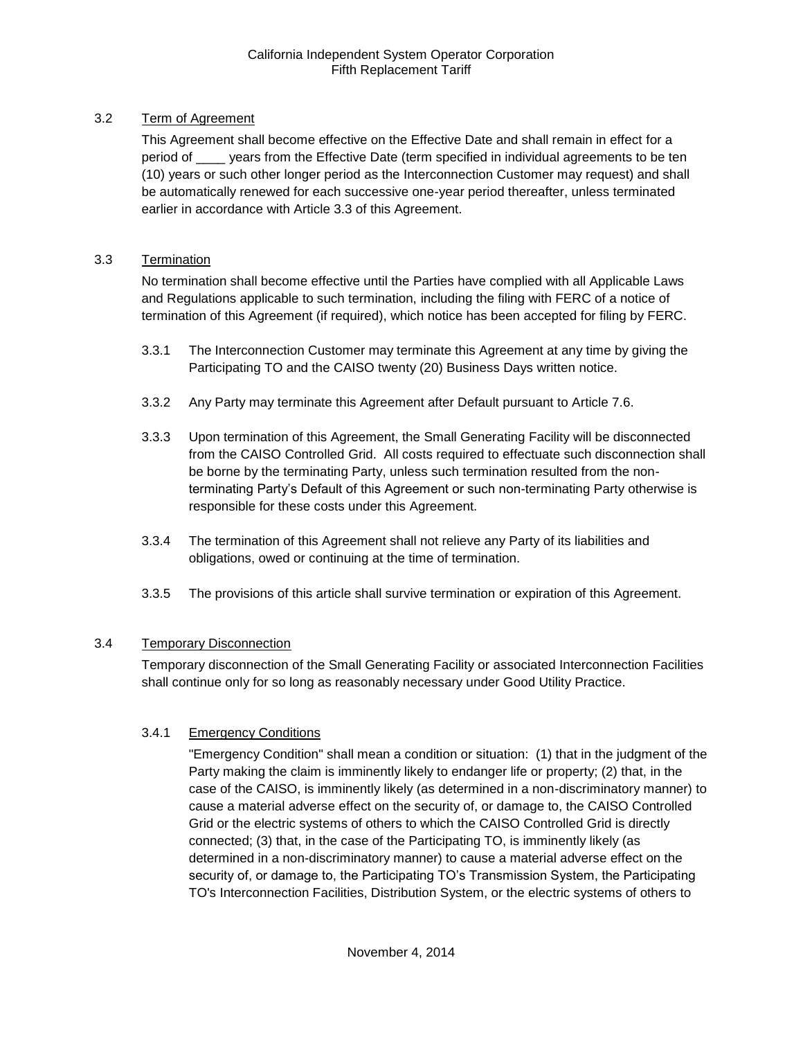### 3.2 Term of Agreement

This Agreement shall become effective on the Effective Date and shall remain in effect for a period of ____ years from the Effective Date (term specified in individual agreements to be ten (10) years or such other longer period as the Interconnection Customer may request) and shall be automatically renewed for each successive one-year period thereafter, unless terminated earlier in accordance with Article 3.3 of this Agreement.

### 3.3 Termination

No termination shall become effective until the Parties have complied with all Applicable Laws and Regulations applicable to such termination, including the filing with FERC of a notice of termination of this Agreement (if required), which notice has been accepted for filing by FERC.

3.3.1 The Interconnection Customer may terminate this Agreement at any time by giving the Participating TO and the CAISO twenty (20) Business Days written notice.

3.3.2 Any Party may terminate this Agreement after Default pursuant to Article 7.6.

3.3.3 Upon termination of this Agreement, the Small Generating Facility will be disconnected from the CAISO Controlled Grid. All costs required to effectuate such disconnection shall be borne by the terminating Party, unless such termination resulted from the non-terminating Party's Default of this Agreement or such non-terminating Party otherwise is responsible for these costs under this Agreement.

3.3.4 The termination of this Agreement shall not relieve any Party of its liabilities and obligations, owed or continuing at the time of termination.

3.3.5 The provisions of this article shall survive termination or expiration of this Agreement.

### 3.4 Temporary Disconnection

Temporary disconnection of the Small Generating Facility or associated Interconnection Facilities shall continue only for so long as reasonably necessary under Good Utility Practice.

#### 3.4.1 Emergency Conditions

"Emergency Condition" shall mean a condition or situation: (1) that in the judgment of the Party making the claim is imminently likely to endanger life or property; (2) that, in the case of the CAISO, is imminently likely (as determined in a non-discriminatory manner) to cause a material adverse effect on the security of, or damage to, the CAISO Controlled Grid or the electric systems of others to which the CAISO Controlled Grid is directly connected; (3) that, in the case of the Participating TO, is imminently likely (as determined in a non-discriminatory manner) to cause a material adverse effect on the security of, or damage to, the Participating TO's Transmission System, the Participating TO's Interconnection Facilities, Distribution System, or the electric systems of others to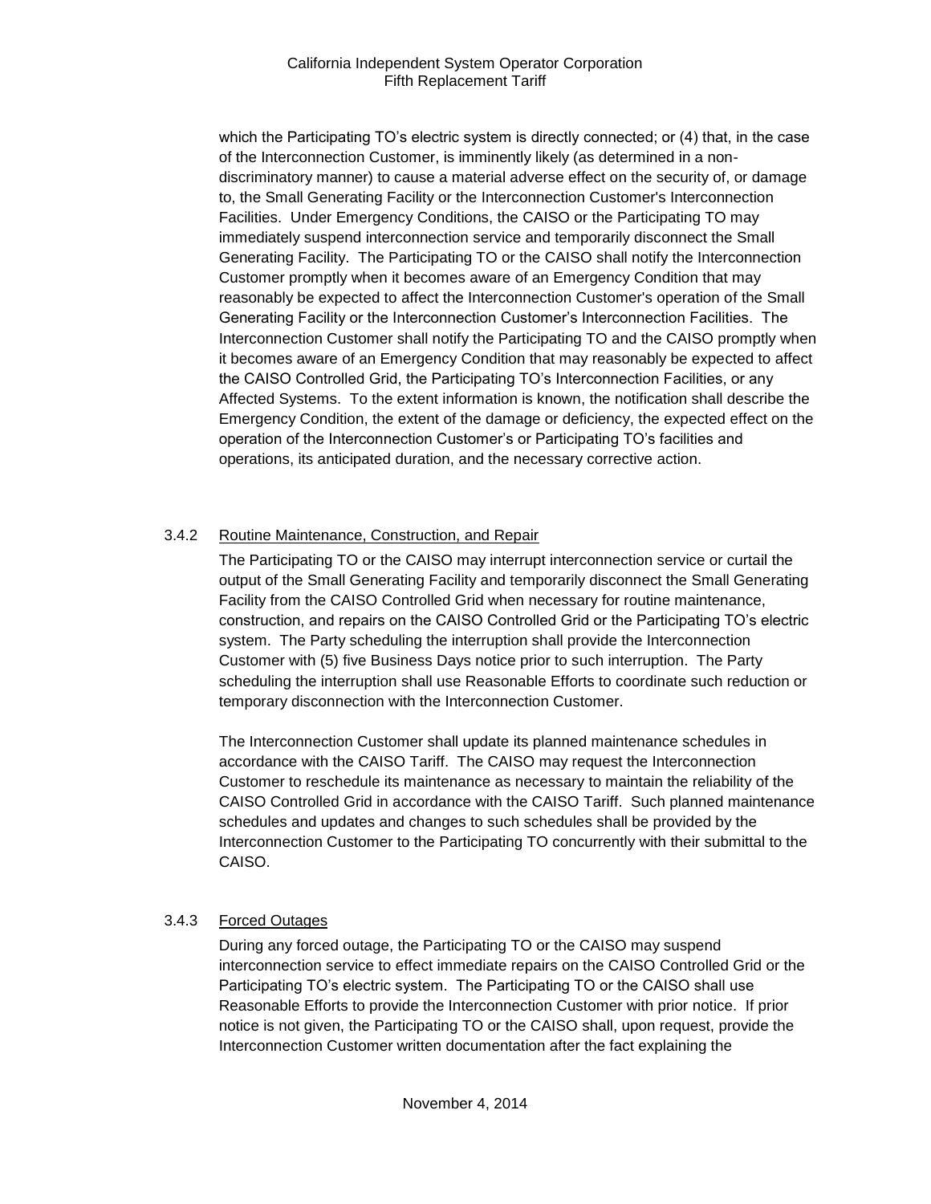which the Participating TO's electric system is directly connected; or (4) that, in the case of the Interconnection Customer, is imminently likely (as determined in a non-discriminatory manner) to cause a material adverse effect on the security of, or damage to, the Small Generating Facility or the Interconnection Customer's Interconnection Facilities. Under Emergency Conditions, the CAISO or the Participating TO may immediately suspend interconnection service and temporarily disconnect the Small Generating Facility. The Participating TO or the CAISO shall notify the Interconnection Customer promptly when it becomes aware of an Emergency Condition that may reasonably be expected to affect the Interconnection Customer's operation of the Small Generating Facility or the Interconnection Customer's Interconnection Facilities. The Interconnection Customer shall notify the Participating TO and the CAISO promptly when it becomes aware of an Emergency Condition that may reasonably be expected to affect the CAISO Controlled Grid, the Participating TO's Interconnection Facilities, or any Affected Systems. To the extent information is known, the notification shall describe the Emergency Condition, the extent of the damage or deficiency, the expected effect on the operation of the Interconnection Customer's or Participating TO's facilities and operations, its anticipated duration, and the necessary corrective action.

### 3.4.2 Routine Maintenance, Construction, and Repair

The Participating TO or the CAISO may interrupt interconnection service or curtail the output of the Small Generating Facility and temporarily disconnect the Small Generating Facility from the CAISO Controlled Grid when necessary for routine maintenance, construction, and repairs on the CAISO Controlled Grid or the Participating TO's electric system. The Party scheduling the interruption shall provide the Interconnection Customer with (5) five Business Days notice prior to such interruption. The Party scheduling the interruption shall use Reasonable Efforts to coordinate such reduction or temporary disconnection with the Interconnection Customer.

The Interconnection Customer shall update its planned maintenance schedules in accordance with the CAISO Tariff. The CAISO may request the Interconnection Customer to reschedule its maintenance as necessary to maintain the reliability of the CAISO Controlled Grid in accordance with the CAISO Tariff. Such planned maintenance schedules and updates and changes to such schedules shall be provided by the Interconnection Customer to the Participating TO concurrently with their submittal to the CAISO.

### 3.4.3 Forced Outages

During any forced outage, the Participating TO or the CAISO may suspend interconnection service to effect immediate repairs on the CAISO Controlled Grid or the Participating TO's electric system. The Participating TO or the CAISO shall use Reasonable Efforts to provide the Interconnection Customer with prior notice. If prior notice is not given, the Participating TO or the CAISO shall, upon request, provide the Interconnection Customer written documentation after the fact explaining the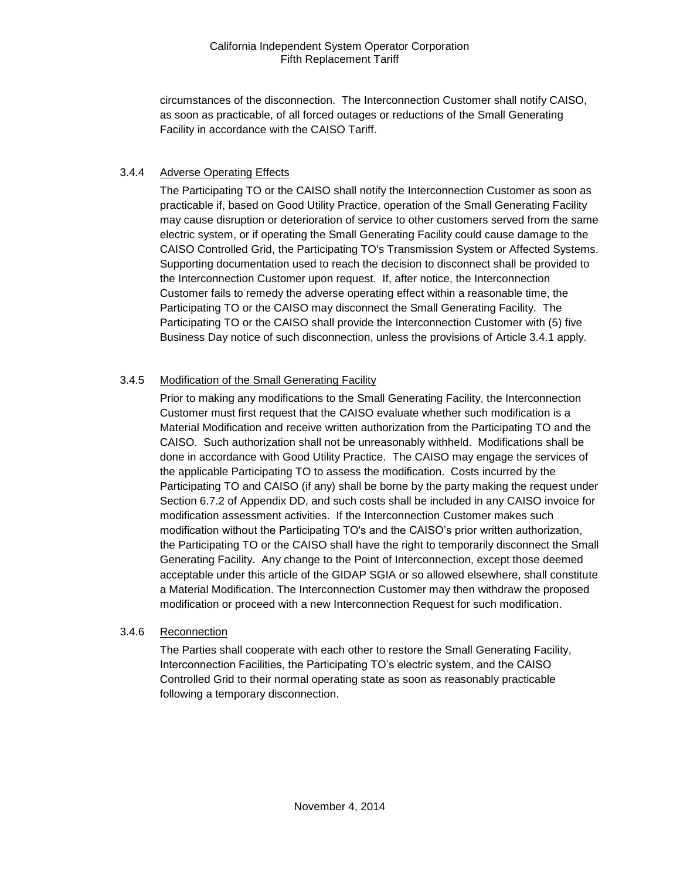circumstances of the disconnection. The Interconnection Customer shall notify CAISO, as soon as practicable, of all forced outages or reductions of the Small Generating Facility in accordance with the CAISO Tariff.

3.4.4 Adverse Operating Effects

The Participating TO or the CAISO shall notify the Interconnection Customer as soon as practicable if, based on Good Utility Practice, operation of the Small Generating Facility may cause disruption or deterioration of service to other customers served from the same electric system, or if operating the Small Generating Facility could cause damage to the CAISO Controlled Grid, the Participating TO's Transmission System or Affected Systems. Supporting documentation used to reach the decision to disconnect shall be provided to the Interconnection Customer upon request. If, after notice, the Interconnection Customer fails to remedy the adverse operating effect within a reasonable time, the Participating TO or the CAISO may disconnect the Small Generating Facility. The Participating TO or the CAISO shall provide the Interconnection Customer with (5) five Business Day notice of such disconnection, unless the provisions of Article 3.4.1 apply.

3.4.5 Modification of the Small Generating Facility

Prior to making any modifications to the Small Generating Facility, the Interconnection Customer must first request that the CAISO evaluate whether such modification is a Material Modification and receive written authorization from the Participating TO and the CAISO. Such authorization shall not be unreasonably withheld. Modifications shall be done in accordance with Good Utility Practice. The CAISO may engage the services of the applicable Participating TO to assess the modification. Costs incurred by the Participating TO and CAISO (if any) shall be borne by the party making the request under Section 6.7.2 of Appendix DD, and such costs shall be included in any CAISO invoice for modification assessment activities. If the Interconnection Customer makes such modification without the Participating TO's and the CAISO's prior written authorization, the Participating TO or the CAISO shall have the right to temporarily disconnect the Small Generating Facility. Any change to the Point of Interconnection, except those deemed acceptable under this article of the GIDAP SGIA or so allowed elsewhere, shall constitute a Material Modification. The Interconnection Customer may then withdraw the proposed modification or proceed with a new Interconnection Request for such modification.

3.4.6 Reconnection

The Parties shall cooperate with each other to restore the Small Generating Facility, Interconnection Facilities, the Participating TO's electric system, and the CAISO Controlled Grid to their normal operating state as soon as reasonably practicable following a temporary disconnection.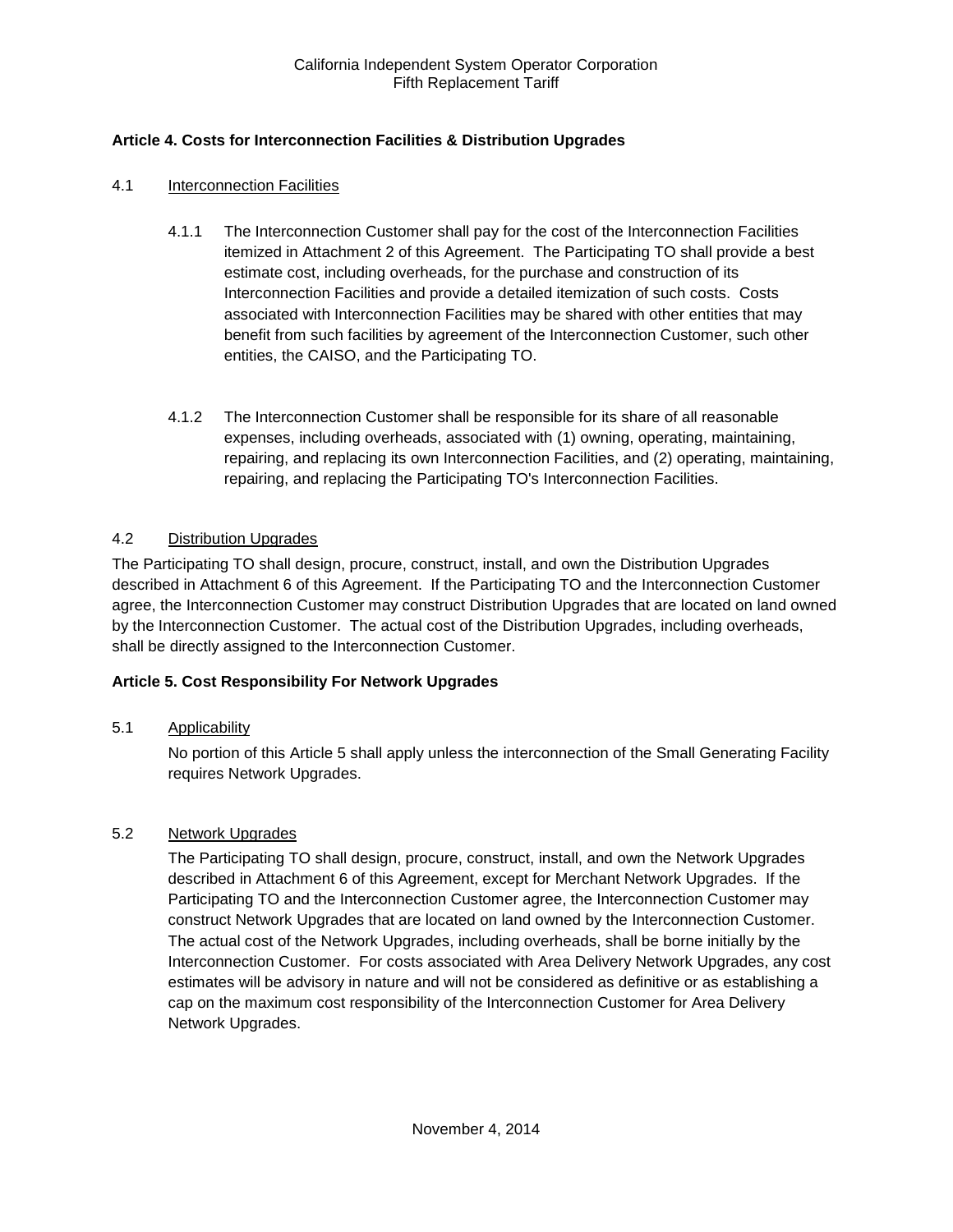**Article 4. Costs for Interconnection Facilities & Distribution Upgrades**

4.1 Interconnection Facilities

4.1.1 The Interconnection Customer shall pay for the cost of the Interconnection Facilities itemized in Attachment 2 of this Agreement. The Participating TO shall provide a best estimate cost, including overheads, for the purchase and construction of its Interconnection Facilities and provide a detailed itemization of such costs. Costs associated with Interconnection Facilities may be shared with other entities that may benefit from such facilities by agreement of the Interconnection Customer, such other entities, the CAISO, and the Participating TO.

4.1.2 The Interconnection Customer shall be responsible for its share of all reasonable expenses, including overheads, associated with (1) owning, operating, maintaining, repairing, and replacing its own Interconnection Facilities, and (2) operating, maintaining, repairing, and replacing the Participating TO's Interconnection Facilities.

4.2 Distribution Upgrades

The Participating TO shall design, procure, construct, install, and own the Distribution Upgrades described in Attachment 6 of this Agreement. If the Participating TO and the Interconnection Customer agree, the Interconnection Customer may construct Distribution Upgrades that are located on land owned by the Interconnection Customer. The actual cost of the Distribution Upgrades, including overheads, shall be directly assigned to the Interconnection Customer.

**Article 5. Cost Responsibility For Network Upgrades**

5.1 Applicability

No portion of this Article 5 shall apply unless the interconnection of the Small Generating Facility requires Network Upgrades.

5.2 Network Upgrades

The Participating TO shall design, procure, construct, install, and own the Network Upgrades described in Attachment 6 of this Agreement, except for Merchant Network Upgrades. If the Participating TO and the Interconnection Customer agree, the Interconnection Customer may construct Network Upgrades that are located on land owned by the Interconnection Customer. The actual cost of the Network Upgrades, including overheads, shall be borne initially by the Interconnection Customer. For costs associated with Area Delivery Network Upgrades, any cost estimates will be advisory in nature and will not be considered as definitive or as establishing a cap on the maximum cost responsibility of the Interconnection Customer for Area Delivery Network Upgrades.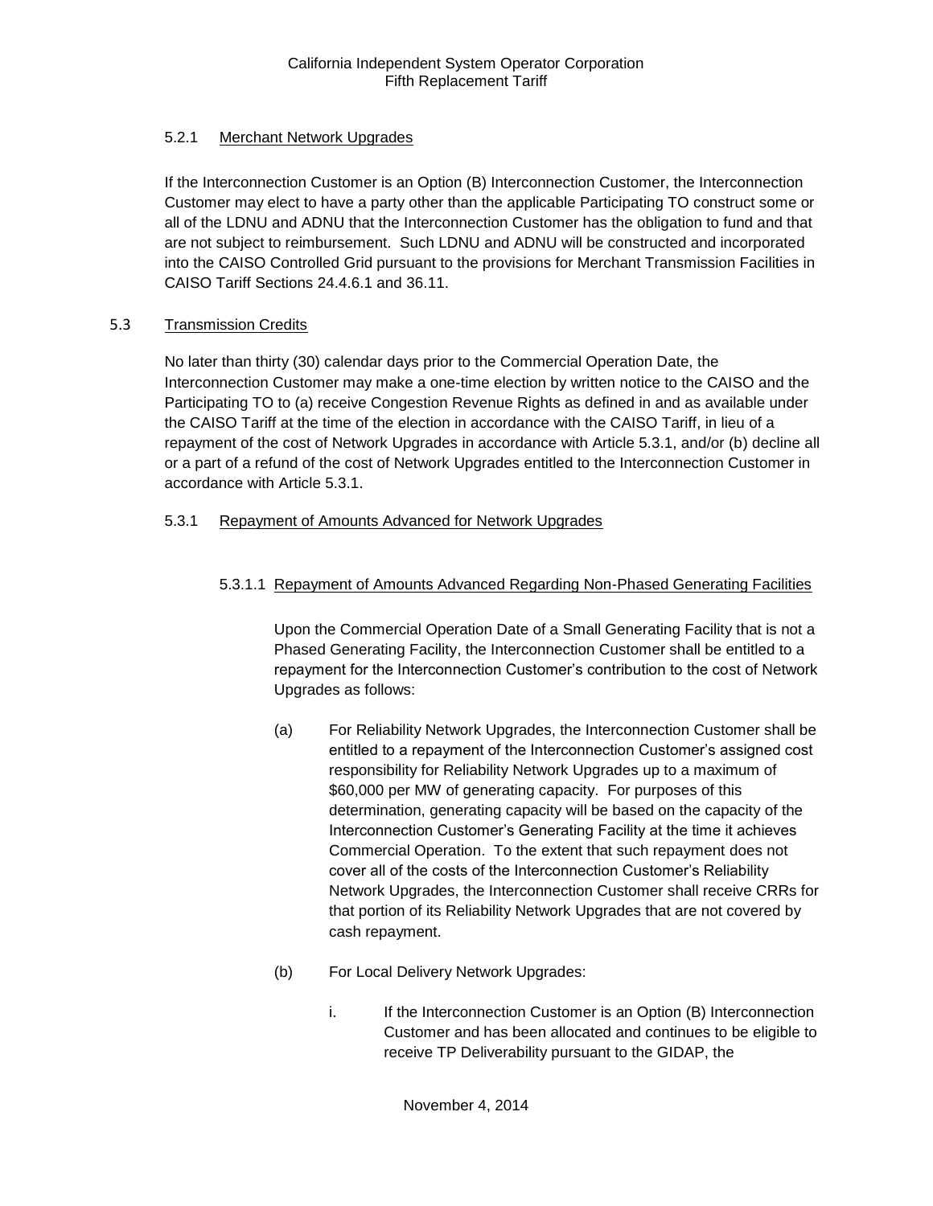### 5.2.1 Merchant Network Upgrades

If the Interconnection Customer is an Option (B) Interconnection Customer, the Interconnection Customer may elect to have a party other than the applicable Participating TO construct some or all of the LDNU and ADNU that the Interconnection Customer has the obligation to fund and that are not subject to reimbursement. Such LDNU and ADNU will be constructed and incorporated into the CAISO Controlled Grid pursuant to the provisions for Merchant Transmission Facilities in CAISO Tariff Sections 24.4.6.1 and 36.11.

## 5.3 Transmission Credits

No later than thirty (30) calendar days prior to the Commercial Operation Date, the Interconnection Customer may make a one-time election by written notice to the CAISO and the Participating TO to (a) receive Congestion Revenue Rights as defined in and as available under the CAISO Tariff at the time of the election in accordance with the CAISO Tariff, in lieu of a repayment of the cost of Network Upgrades in accordance with Article 5.3.1, and/or (b) decline all or a part of a refund of the cost of Network Upgrades entitled to the Interconnection Customer in accordance with Article 5.3.1.

### 5.3.1 Repayment of Amounts Advanced for Network Upgrades

#### 5.3.1.1 Repayment of Amounts Advanced Regarding Non-Phased Generating Facilities

Upon the Commercial Operation Date of a Small Generating Facility that is not a Phased Generating Facility, the Interconnection Customer shall be entitled to a repayment for the Interconnection Customer's contribution to the cost of Network Upgrades as follows:

(a) For Reliability Network Upgrades, the Interconnection Customer shall be entitled to a repayment of the Interconnection Customer's assigned cost responsibility for Reliability Network Upgrades up to a maximum of $60,000 per MW of generating capacity. For purposes of this determination, generating capacity will be based on the capacity of the Interconnection Customer's Generating Facility at the time it achieves Commercial Operation. To the extent that such repayment does not cover all of the costs of the Interconnection Customer's Reliability Network Upgrades, the Interconnection Customer shall receive CRRs for that portion of its Reliability Network Upgrades that are not covered by cash repayment.

(b) For Local Delivery Network Upgrades:

i. If the Interconnection Customer is an Option (B) Interconnection Customer and has been allocated and continues to be eligible to receive TP Deliverability pursuant to the GIDAP, the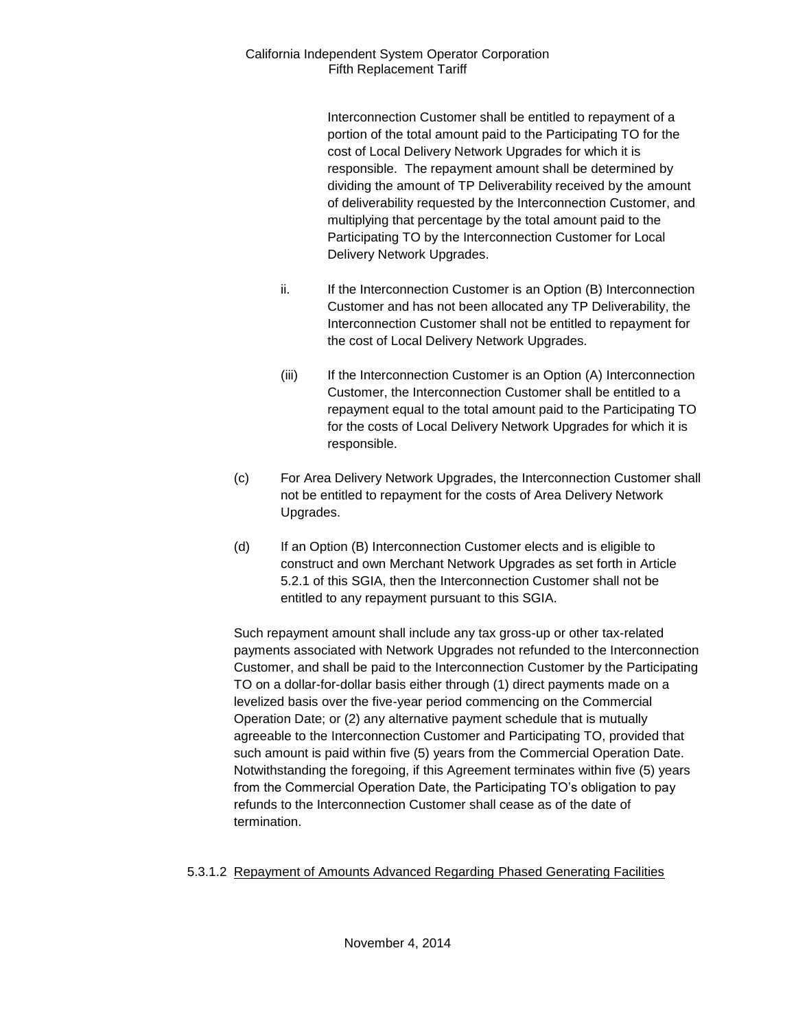Interconnection Customer shall be entitled to repayment of a portion of the total amount paid to the Participating TO for the cost of Local Delivery Network Upgrades for which it is responsible. The repayment amount shall be determined by dividing the amount of TP Deliverability received by the amount of deliverability requested by the Interconnection Customer, and multiplying that percentage by the total amount paid to the Participating TO by the Interconnection Customer for Local Delivery Network Upgrades.

ii. If the Interconnection Customer is an Option (B) Interconnection Customer and has not been allocated any TP Deliverability, the Interconnection Customer shall not be entitled to repayment for the cost of Local Delivery Network Upgrades.

(iii) If the Interconnection Customer is an Option (A) Interconnection Customer, the Interconnection Customer shall be entitled to a repayment equal to the total amount paid to the Participating TO for the costs of Local Delivery Network Upgrades for which it is responsible.

(c) For Area Delivery Network Upgrades, the Interconnection Customer shall not be entitled to repayment for the costs of Area Delivery Network Upgrades.

(d) If an Option (B) Interconnection Customer elects and is eligible to construct and own Merchant Network Upgrades as set forth in Article 5.2.1 of this SGIA, then the Interconnection Customer shall not be entitled to any repayment pursuant to this SGIA.

Such repayment amount shall include any tax gross-up or other tax-related payments associated with Network Upgrades not refunded to the Interconnection Customer, and shall be paid to the Interconnection Customer by the Participating TO on a dollar-for-dollar basis either through (1) direct payments made on a levelized basis over the five-year period commencing on the Commercial Operation Date; or (2) any alternative payment schedule that is mutually agreeable to the Interconnection Customer and Participating TO, provided that such amount is paid within five (5) years from the Commercial Operation Date. Notwithstanding the foregoing, if this Agreement terminates within five (5) years from the Commercial Operation Date, the Participating TO's obligation to pay refunds to the Interconnection Customer shall cease as of the date of termination.

5.3.1.2 Repayment of Amounts Advanced Regarding Phased Generating Facilities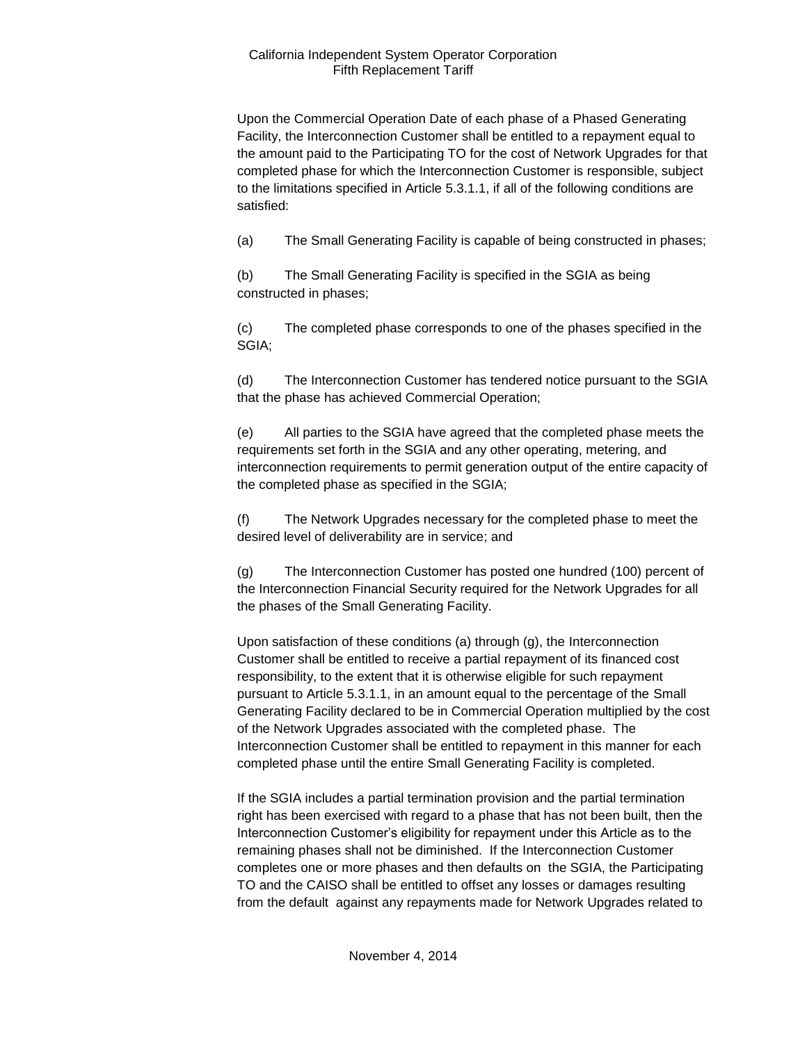Upon the Commercial Operation Date of each phase of a Phased Generating Facility, the Interconnection Customer shall be entitled to a repayment equal to the amount paid to the Participating TO for the cost of Network Upgrades for that completed phase for which the Interconnection Customer is responsible, subject to the limitations specified in Article 5.3.1.1, if all of the following conditions are satisfied:

(a) The Small Generating Facility is capable of being constructed in phases;

(b) The Small Generating Facility is specified in the SGIA as being constructed in phases;

(c) The completed phase corresponds to one of the phases specified in the SGIA;

(d) The Interconnection Customer has tendered notice pursuant to the SGIA that the phase has achieved Commercial Operation;

(e) All parties to the SGIA have agreed that the completed phase meets the requirements set forth in the SGIA and any other operating, metering, and interconnection requirements to permit generation output of the entire capacity of the completed phase as specified in the SGIA;

(f) The Network Upgrades necessary for the completed phase to meet the desired level of deliverability are in service; and

(g) The Interconnection Customer has posted one hundred (100) percent of the Interconnection Financial Security required for the Network Upgrades for all the phases of the Small Generating Facility.

Upon satisfaction of these conditions (a) through (g), the Interconnection Customer shall be entitled to receive a partial repayment of its financed cost responsibility, to the extent that it is otherwise eligible for such repayment pursuant to Article 5.3.1.1, in an amount equal to the percentage of the Small Generating Facility declared to be in Commercial Operation multiplied by the cost of the Network Upgrades associated with the completed phase. The Interconnection Customer shall be entitled to repayment in this manner for each completed phase until the entire Small Generating Facility is completed.

If the SGIA includes a partial termination provision and the partial termination right has been exercised with regard to a phase that has not been built, then the Interconnection Customer's eligibility for repayment under this Article as to the remaining phases shall not be diminished. If the Interconnection Customer completes one or more phases and then defaults on the SGIA, the Participating TO and the CAISO shall be entitled to offset any losses or damages resulting from the default against any repayments made for Network Upgrades related to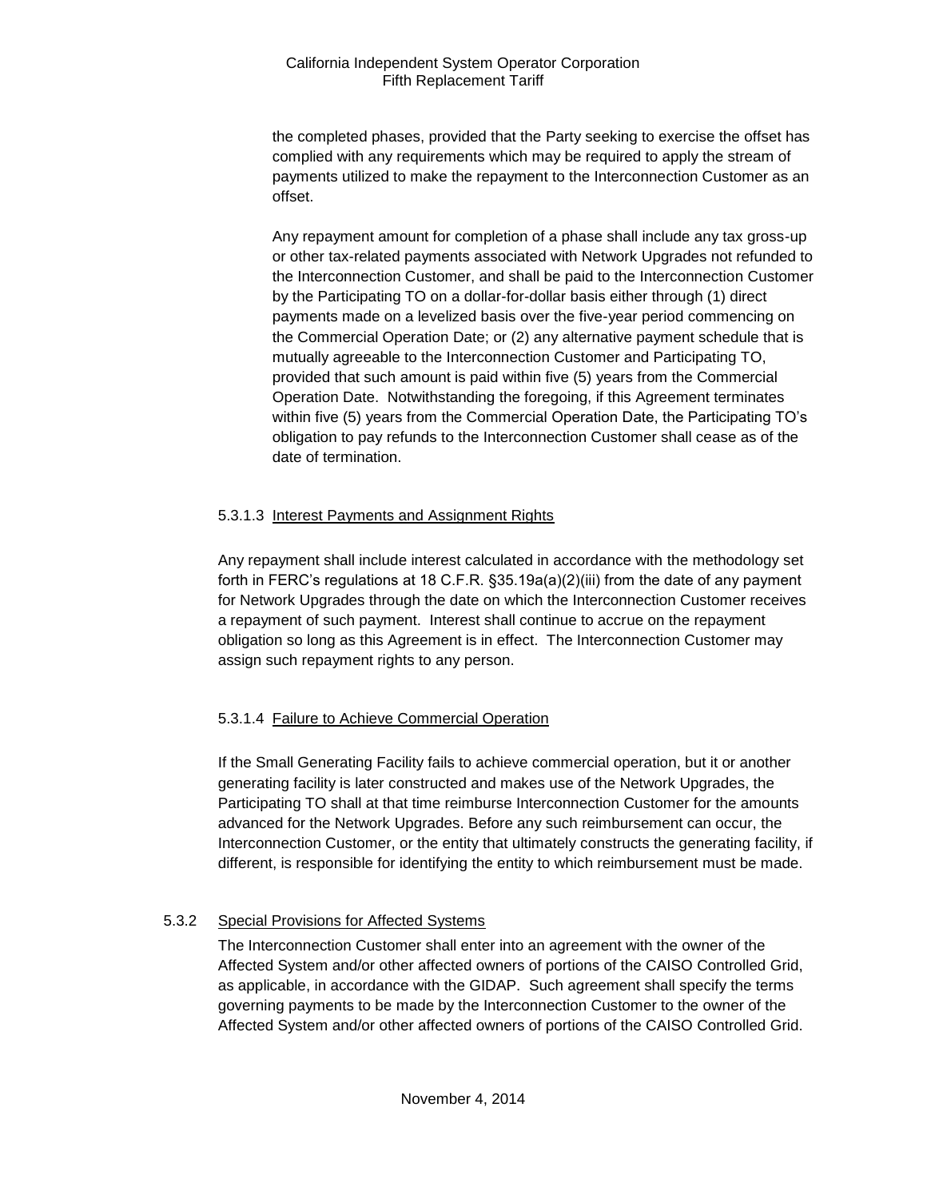the completed phases, provided that the Party seeking to exercise the offset has complied with any requirements which may be required to apply the stream of payments utilized to make the repayment to the Interconnection Customer as an offset.

Any repayment amount for completion of a phase shall include any tax gross-up or other tax-related payments associated with Network Upgrades not refunded to the Interconnection Customer, and shall be paid to the Interconnection Customer by the Participating TO on a dollar-for-dollar basis either through (1) direct payments made on a levelized basis over the five-year period commencing on the Commercial Operation Date; or (2) any alternative payment schedule that is mutually agreeable to the Interconnection Customer and Participating TO, provided that such amount is paid within five (5) years from the Commercial Operation Date. Notwithstanding the foregoing, if this Agreement terminates within five (5) years from the Commercial Operation Date, the Participating TO's obligation to pay refunds to the Interconnection Customer shall cease as of the date of termination.

#### 5.3.1.3 Interest Payments and Assignment Rights

Any repayment shall include interest calculated in accordance with the methodology set forth in FERC's regulations at 18 C.F.R. §35.19a(a)(2)(iii) from the date of any payment for Network Upgrades through the date on which the Interconnection Customer receives a repayment of such payment. Interest shall continue to accrue on the repayment obligation so long as this Agreement is in effect. The Interconnection Customer may assign such repayment rights to any person.

#### 5.3.1.4 Failure to Achieve Commercial Operation

If the Small Generating Facility fails to achieve commercial operation, but it or another generating facility is later constructed and makes use of the Network Upgrades, the Participating TO shall at that time reimburse Interconnection Customer for the amounts advanced for the Network Upgrades. Before any such reimbursement can occur, the Interconnection Customer, or the entity that ultimately constructs the generating facility, if different, is responsible for identifying the entity to which reimbursement must be made.

### 5.3.2 Special Provisions for Affected Systems

The Interconnection Customer shall enter into an agreement with the owner of the Affected System and/or other affected owners of portions of the CAISO Controlled Grid, as applicable, in accordance with the GIDAP. Such agreement shall specify the terms governing payments to be made by the Interconnection Customer to the owner of the Affected System and/or other affected owners of portions of the CAISO Controlled Grid.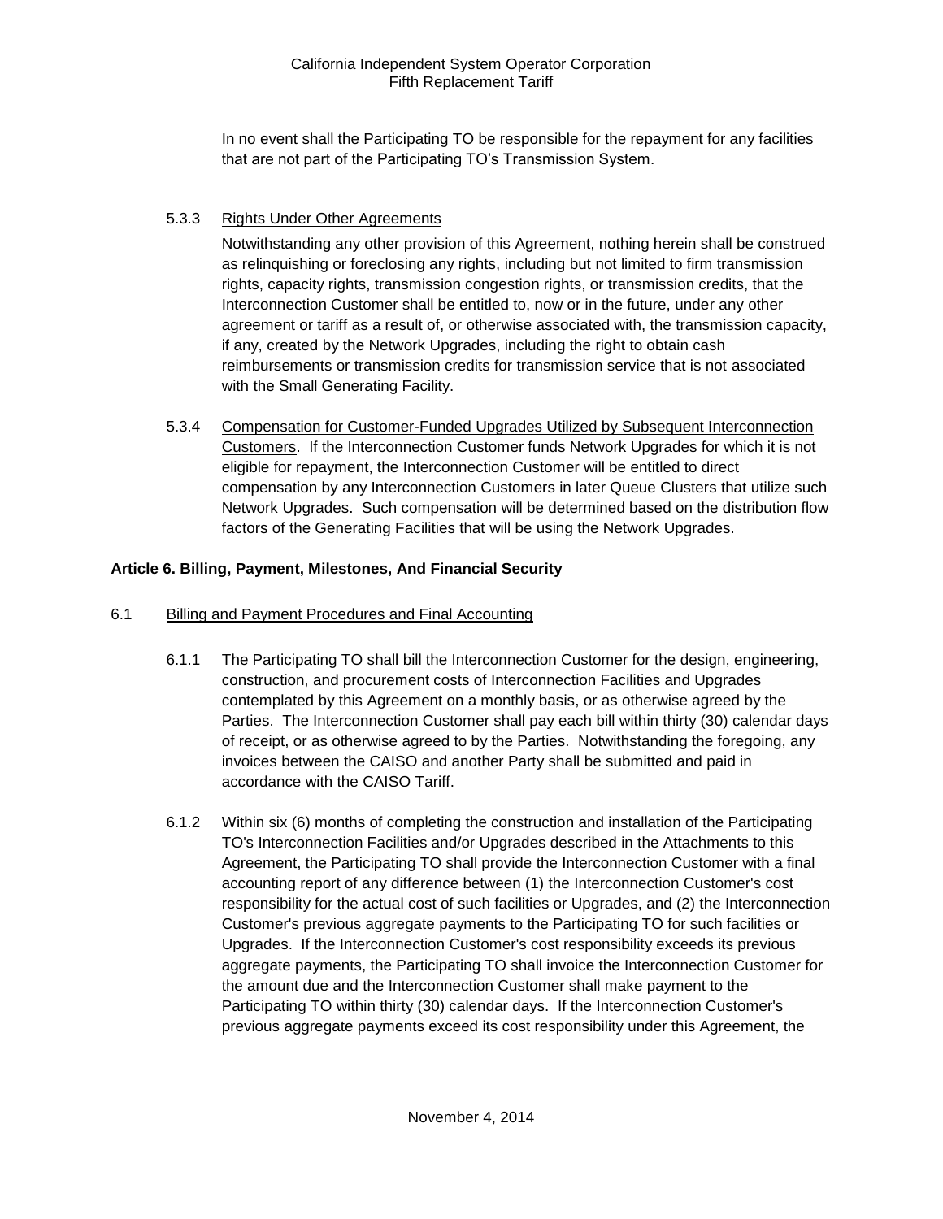In no event shall the Participating TO be responsible for the repayment for any facilities that are not part of the Participating TO's Transmission System.

5.3.3 Rights Under Other Agreements

Notwithstanding any other provision of this Agreement, nothing herein shall be construed as relinquishing or foreclosing any rights, including but not limited to firm transmission rights, capacity rights, transmission congestion rights, or transmission credits, that the Interconnection Customer shall be entitled to, now or in the future, under any other agreement or tariff as a result of, or otherwise associated with, the transmission capacity, if any, created by the Network Upgrades, including the right to obtain cash reimbursements or transmission credits for transmission service that is not associated with the Small Generating Facility.

5.3.4 Compensation for Customer-Funded Upgrades Utilized by Subsequent Interconnection Customers. If the Interconnection Customer funds Network Upgrades for which it is not eligible for repayment, the Interconnection Customer will be entitled to direct compensation by any Interconnection Customers in later Queue Clusters that utilize such Network Upgrades. Such compensation will be determined based on the distribution flow factors of the Generating Facilities that will be using the Network Upgrades.

**Article 6. Billing, Payment, Milestones, And Financial Security**

6.1 Billing and Payment Procedures and Final Accounting

6.1.1 The Participating TO shall bill the Interconnection Customer for the design, engineering, construction, and procurement costs of Interconnection Facilities and Upgrades contemplated by this Agreement on a monthly basis, or as otherwise agreed by the Parties. The Interconnection Customer shall pay each bill within thirty (30) calendar days of receipt, or as otherwise agreed to by the Parties. Notwithstanding the foregoing, any invoices between the CAISO and another Party shall be submitted and paid in accordance with the CAISO Tariff.

6.1.2 Within six (6) months of completing the construction and installation of the Participating TO's Interconnection Facilities and/or Upgrades described in the Attachments to this Agreement, the Participating TO shall provide the Interconnection Customer with a final accounting report of any difference between (1) the Interconnection Customer's cost responsibility for the actual cost of such facilities or Upgrades, and (2) the Interconnection Customer's previous aggregate payments to the Participating TO for such facilities or Upgrades. If the Interconnection Customer's cost responsibility exceeds its previous aggregate payments, the Participating TO shall invoice the Interconnection Customer for the amount due and the Interconnection Customer shall make payment to the Participating TO within thirty (30) calendar days. If the Interconnection Customer's previous aggregate payments exceed its cost responsibility under this Agreement, the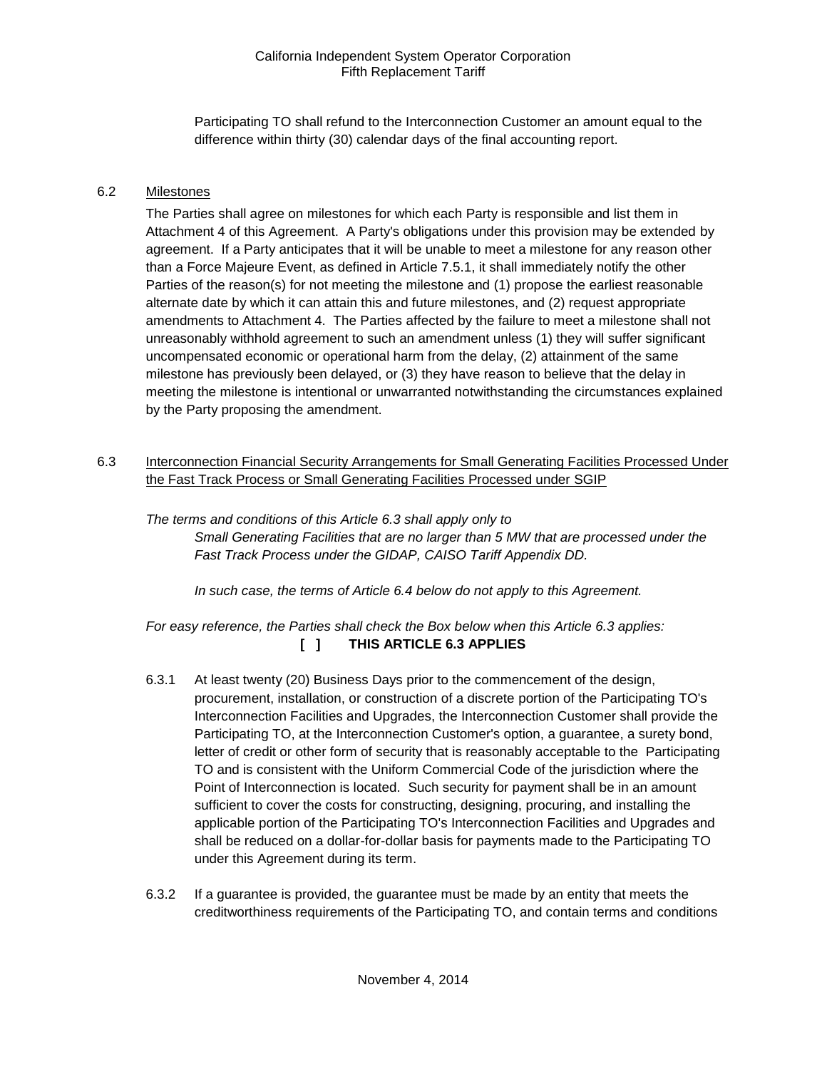Participating TO shall refund to the Interconnection Customer an amount equal to the difference within thirty (30) calendar days of the final accounting report.

6.2 Milestones

The Parties shall agree on milestones for which each Party is responsible and list them in Attachment 4 of this Agreement. A Party's obligations under this provision may be extended by agreement. If a Party anticipates that it will be unable to meet a milestone for any reason other than a Force Majeure Event, as defined in Article 7.5.1, it shall immediately notify the other Parties of the reason(s) for not meeting the milestone and (1) propose the earliest reasonable alternate date by which it can attain this and future milestones, and (2) request appropriate amendments to Attachment 4. The Parties affected by the failure to meet a milestone shall not unreasonably withhold agreement to such an amendment unless (1) they will suffer significant uncompensated economic or operational harm from the delay, (2) attainment of the same milestone has previously been delayed, or (3) they have reason to believe that the delay in meeting the milestone is intentional or unwarranted notwithstanding the circumstances explained by the Party proposing the amendment.

6.3 Interconnection Financial Security Arrangements for Small Generating Facilities Processed Under the Fast Track Process or Small Generating Facilities Processed under SGIP

*The terms and conditions of this Article 6.3 shall apply only to*

*Small Generating Facilities that are no larger than 5 MW that are processed under the Fast Track Process under the GIDAP, CAISO Tariff Appendix DD.*

*In such case, the terms of Article 6.4 below do not apply to this Agreement.*

*For easy reference, the Parties shall check the Box below when this Article 6.3 applies:*

**[ ] THIS ARTICLE 6.3 APPLIES**

6.3.1 At least twenty (20) Business Days prior to the commencement of the design, procurement, installation, or construction of a discrete portion of the Participating TO's Interconnection Facilities and Upgrades, the Interconnection Customer shall provide the Participating TO, at the Interconnection Customer's option, a guarantee, a surety bond, letter of credit or other form of security that is reasonably acceptable to the Participating TO and is consistent with the Uniform Commercial Code of the jurisdiction where the Point of Interconnection is located. Such security for payment shall be in an amount sufficient to cover the costs for constructing, designing, procuring, and installing the applicable portion of the Participating TO's Interconnection Facilities and Upgrades and shall be reduced on a dollar-for-dollar basis for payments made to the Participating TO under this Agreement during its term.

6.3.2 If a guarantee is provided, the guarantee must be made by an entity that meets the creditworthiness requirements of the Participating TO, and contain terms and conditions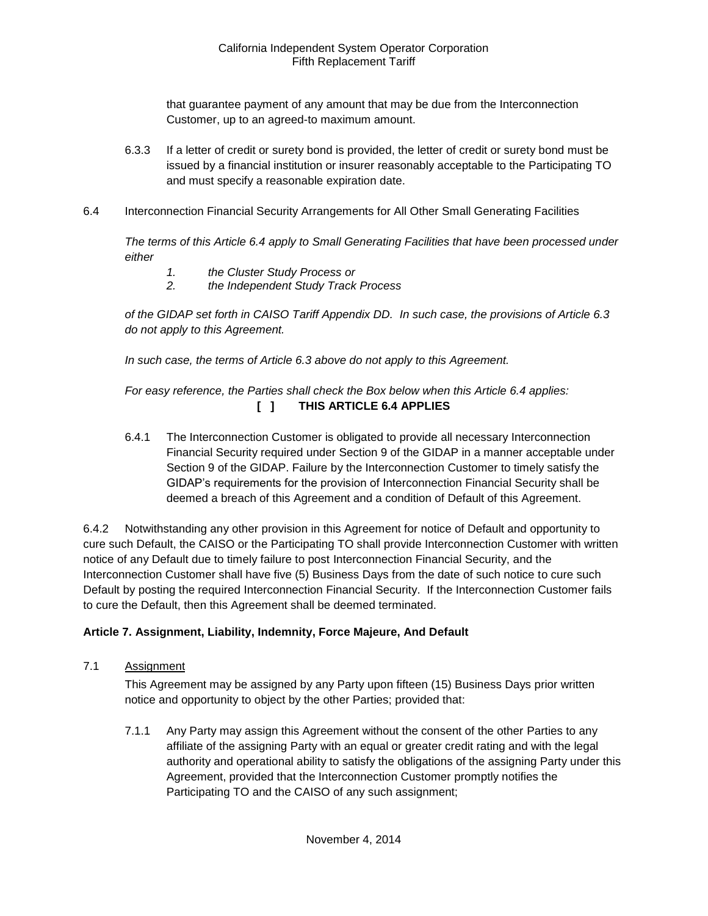that guarantee payment of any amount that may be due from the Interconnection Customer, up to an agreed-to maximum amount.

6.3.3 If a letter of credit or surety bond is provided, the letter of credit or surety bond must be issued by a financial institution or insurer reasonably acceptable to the Participating TO and must specify a reasonable expiration date.

6.4 Interconnection Financial Security Arrangements for All Other Small Generating Facilities

*The terms of this Article 6.4 apply to Small Generating Facilities that have been processed under either*

*1. the Cluster Study Process or*
*2. the Independent Study Track Process*

*of the GIDAP set forth in CAISO Tariff Appendix DD. In such case, the provisions of Article 6.3 do not apply to this Agreement.*

*In such case, the terms of Article 6.3 above do not apply to this Agreement.*

*For easy reference, the Parties shall check the Box below when this Article 6.4 applies:*

**[ ] THIS ARTICLE 6.4 APPLIES**

6.4.1 The Interconnection Customer is obligated to provide all necessary Interconnection Financial Security required under Section 9 of the GIDAP in a manner acceptable under Section 9 of the GIDAP. Failure by the Interconnection Customer to timely satisfy the GIDAP's requirements for the provision of Interconnection Financial Security shall be deemed a breach of this Agreement and a condition of Default of this Agreement.

6.4.2 Notwithstanding any other provision in this Agreement for notice of Default and opportunity to cure such Default, the CAISO or the Participating TO shall provide Interconnection Customer with written notice of any Default due to timely failure to post Interconnection Financial Security, and the Interconnection Customer shall have five (5) Business Days from the date of such notice to cure such Default by posting the required Interconnection Financial Security. If the Interconnection Customer fails to cure the Default, then this Agreement shall be deemed terminated.

**Article 7. Assignment, Liability, Indemnity, Force Majeure, And Default**

7.1 Assignment

This Agreement may be assigned by any Party upon fifteen (15) Business Days prior written notice and opportunity to object by the other Parties; provided that:

7.1.1 Any Party may assign this Agreement without the consent of the other Parties to any affiliate of the assigning Party with an equal or greater credit rating and with the legal authority and operational ability to satisfy the obligations of the assigning Party under this Agreement, provided that the Interconnection Customer promptly notifies the Participating TO and the CAISO of any such assignment;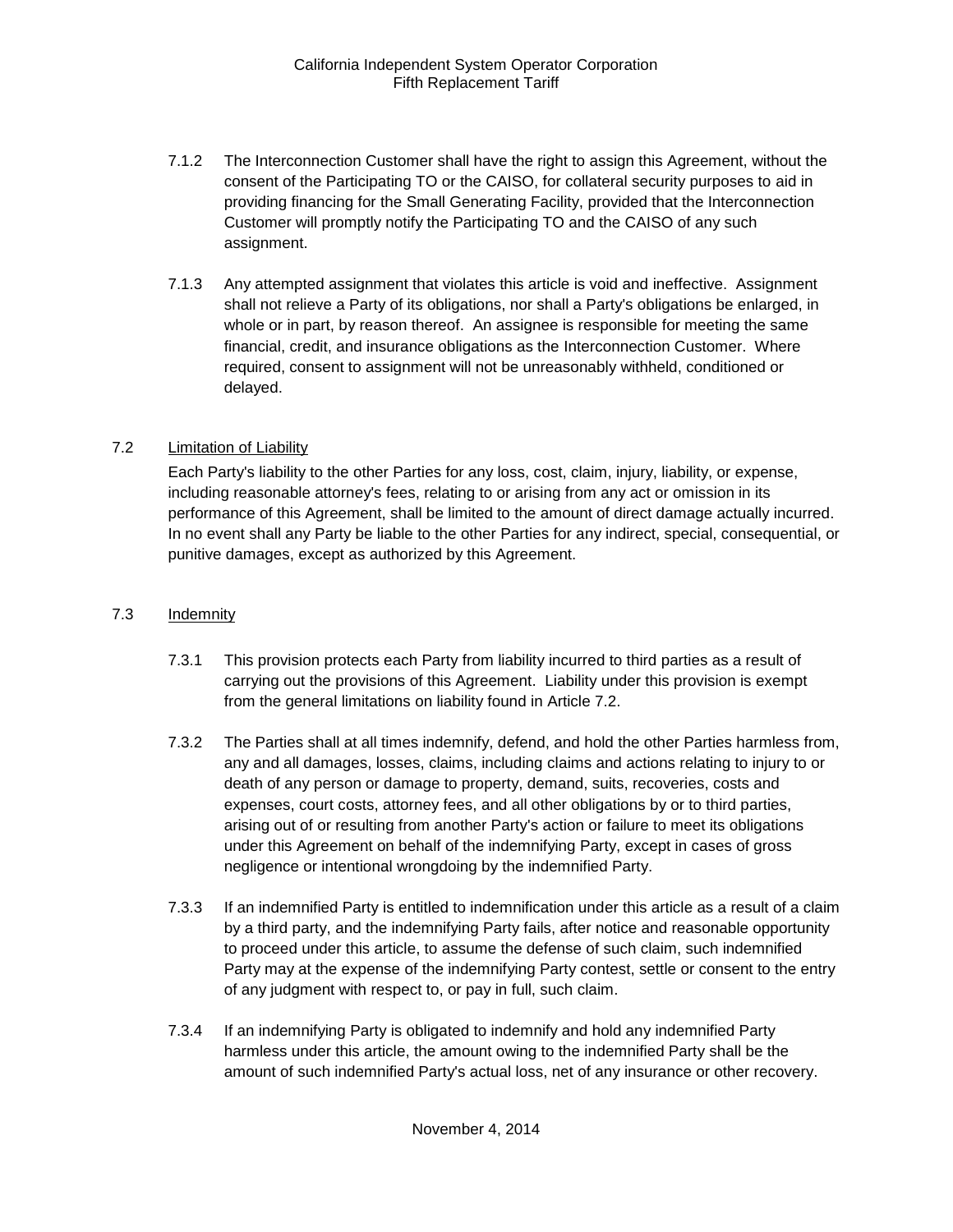7.1.2 The Interconnection Customer shall have the right to assign this Agreement, without the consent of the Participating TO or the CAISO, for collateral security purposes to aid in providing financing for the Small Generating Facility, provided that the Interconnection Customer will promptly notify the Participating TO and the CAISO of any such assignment.

7.1.3 Any attempted assignment that violates this article is void and ineffective. Assignment shall not relieve a Party of its obligations, nor shall a Party's obligations be enlarged, in whole or in part, by reason thereof. An assignee is responsible for meeting the same financial, credit, and insurance obligations as the Interconnection Customer. Where required, consent to assignment will not be unreasonably withheld, conditioned or delayed.

7.2 Limitation of Liability

Each Party's liability to the other Parties for any loss, cost, claim, injury, liability, or expense, including reasonable attorney's fees, relating to or arising from any act or omission in its performance of this Agreement, shall be limited to the amount of direct damage actually incurred. In no event shall any Party be liable to the other Parties for any indirect, special, consequential, or punitive damages, except as authorized by this Agreement.

7.3 Indemnity

7.3.1 This provision protects each Party from liability incurred to third parties as a result of carrying out the provisions of this Agreement. Liability under this provision is exempt from the general limitations on liability found in Article 7.2.

7.3.2 The Parties shall at all times indemnify, defend, and hold the other Parties harmless from, any and all damages, losses, claims, including claims and actions relating to injury to or death of any person or damage to property, demand, suits, recoveries, costs and expenses, court costs, attorney fees, and all other obligations by or to third parties, arising out of or resulting from another Party's action or failure to meet its obligations under this Agreement on behalf of the indemnifying Party, except in cases of gross negligence or intentional wrongdoing by the indemnified Party.

7.3.3 If an indemnified Party is entitled to indemnification under this article as a result of a claim by a third party, and the indemnifying Party fails, after notice and reasonable opportunity to proceed under this article, to assume the defense of such claim, such indemnified Party may at the expense of the indemnifying Party contest, settle or consent to the entry of any judgment with respect to, or pay in full, such claim.

7.3.4 If an indemnifying Party is obligated to indemnify and hold any indemnified Party harmless under this article, the amount owing to the indemnified Party shall be the amount of such indemnified Party's actual loss, net of any insurance or other recovery.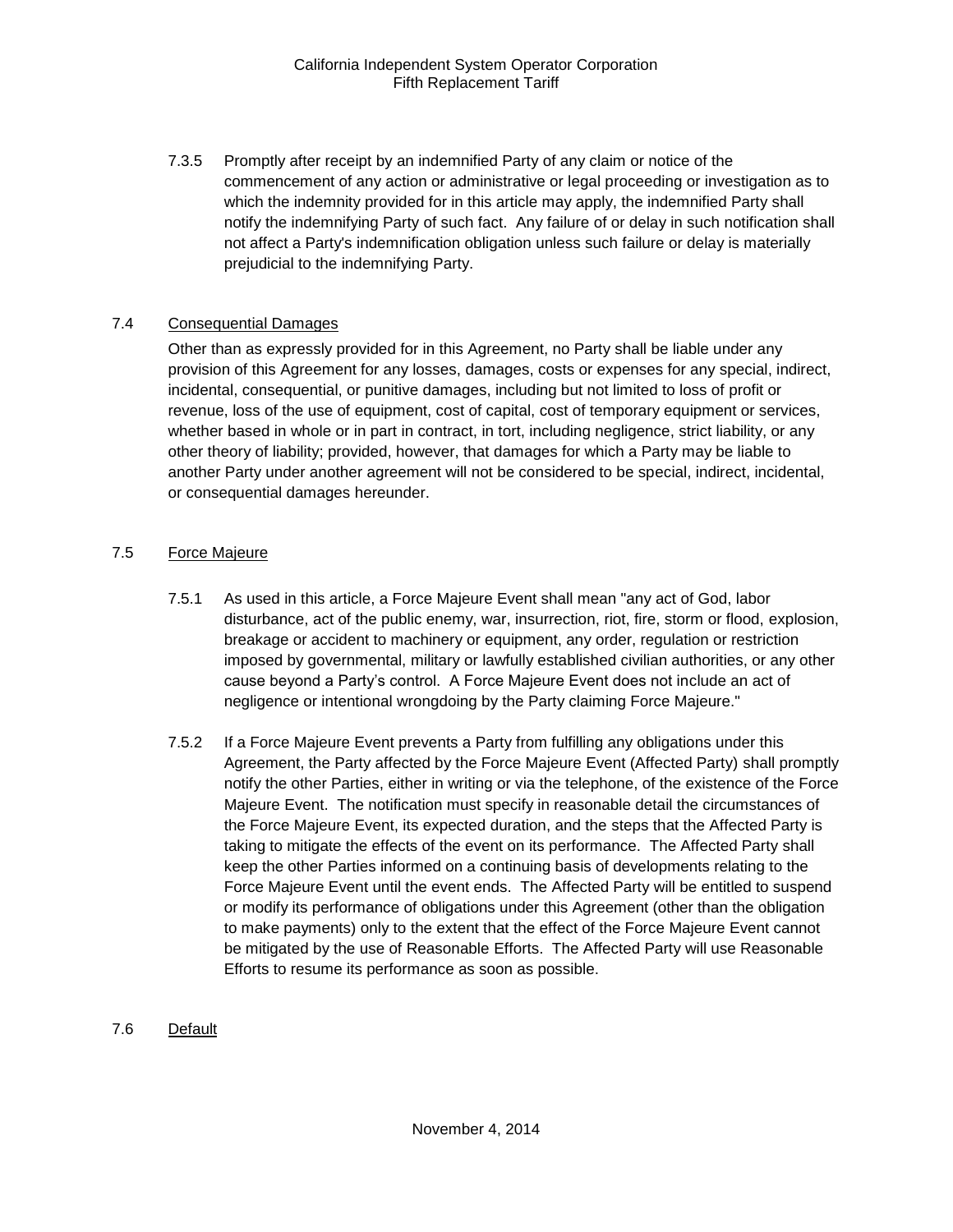7.3.5 Promptly after receipt by an indemnified Party of any claim or notice of the commencement of any action or administrative or legal proceeding or investigation as to which the indemnity provided for in this article may apply, the indemnified Party shall notify the indemnifying Party of such fact. Any failure of or delay in such notification shall not affect a Party's indemnification obligation unless such failure or delay is materially prejudicial to the indemnifying Party.

### 7.4 Consequential Damages

Other than as expressly provided for in this Agreement, no Party shall be liable under any provision of this Agreement for any losses, damages, costs or expenses for any special, indirect, incidental, consequential, or punitive damages, including but not limited to loss of profit or revenue, loss of the use of equipment, cost of capital, cost of temporary equipment or services, whether based in whole or in part in contract, in tort, including negligence, strict liability, or any other theory of liability; provided, however, that damages for which a Party may be liable to another Party under another agreement will not be considered to be special, indirect, incidental, or consequential damages hereunder.

### 7.5 Force Majeure

7.5.1 As used in this article, a Force Majeure Event shall mean "any act of God, labor disturbance, act of the public enemy, war, insurrection, riot, fire, storm or flood, explosion, breakage or accident to machinery or equipment, any order, regulation or restriction imposed by governmental, military or lawfully established civilian authorities, or any other cause beyond a Party's control. A Force Majeure Event does not include an act of negligence or intentional wrongdoing by the Party claiming Force Majeure."

7.5.2 If a Force Majeure Event prevents a Party from fulfilling any obligations under this Agreement, the Party affected by the Force Majeure Event (Affected Party) shall promptly notify the other Parties, either in writing or via the telephone, of the existence of the Force Majeure Event. The notification must specify in reasonable detail the circumstances of the Force Majeure Event, its expected duration, and the steps that the Affected Party is taking to mitigate the effects of the event on its performance. The Affected Party shall keep the other Parties informed on a continuing basis of developments relating to the Force Majeure Event until the event ends. The Affected Party will be entitled to suspend or modify its performance of obligations under this Agreement (other than the obligation to make payments) only to the extent that the effect of the Force Majeure Event cannot be mitigated by the use of Reasonable Efforts. The Affected Party will use Reasonable Efforts to resume its performance as soon as possible.

### 7.6 Default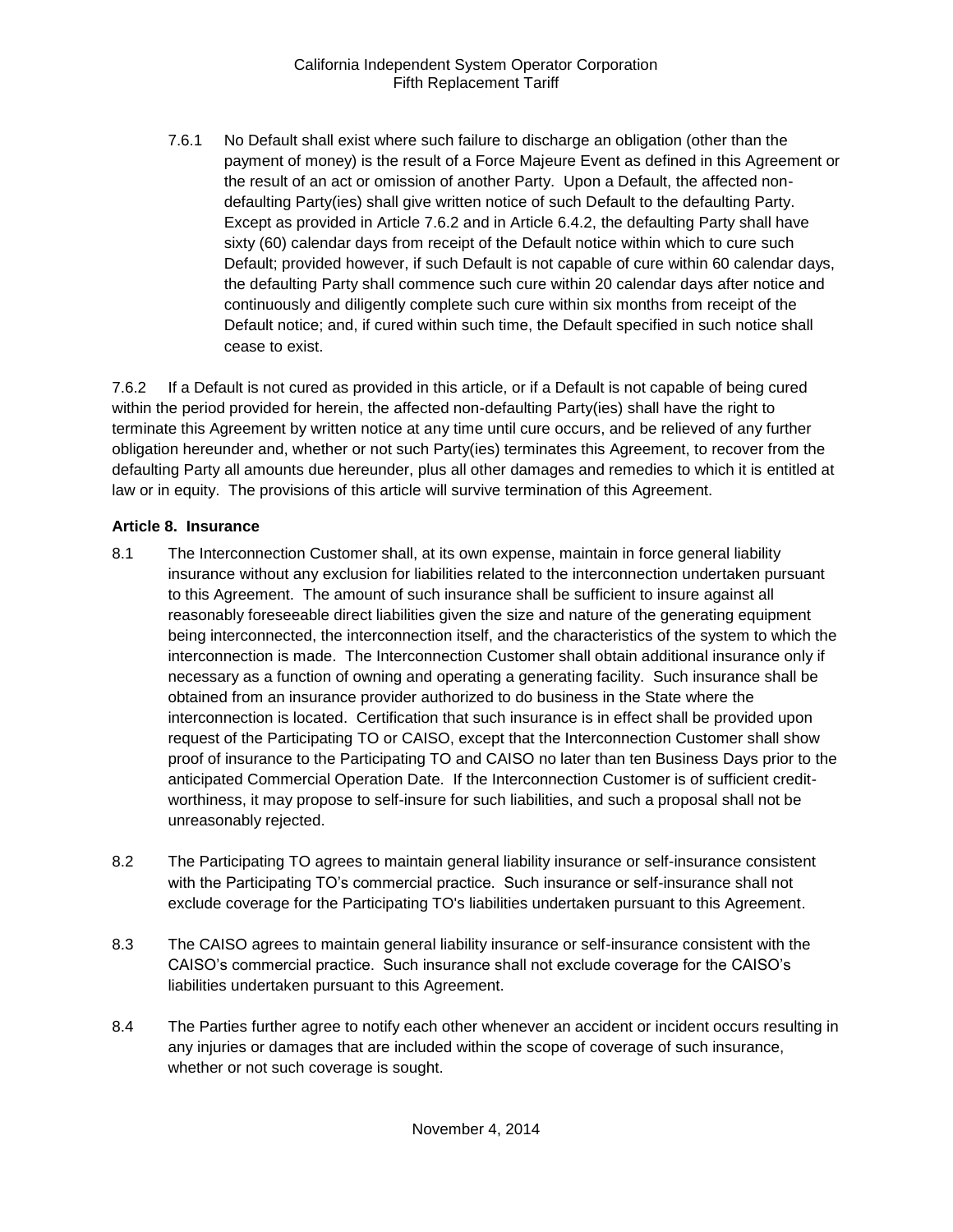7.6.1 No Default shall exist where such failure to discharge an obligation (other than the payment of money) is the result of a Force Majeure Event as defined in this Agreement or the result of an act or omission of another Party. Upon a Default, the affected non-defaulting Party(ies) shall give written notice of such Default to the defaulting Party. Except as provided in Article 7.6.2 and in Article 6.4.2, the defaulting Party shall have sixty (60) calendar days from receipt of the Default notice within which to cure such Default; provided however, if such Default is not capable of cure within 60 calendar days, the defaulting Party shall commence such cure within 20 calendar days after notice and continuously and diligently complete such cure within six months from receipt of the Default notice; and, if cured within such time, the Default specified in such notice shall cease to exist.

7.6.2 If a Default is not cured as provided in this article, or if a Default is not capable of being cured within the period provided for herein, the affected non-defaulting Party(ies) shall have the right to terminate this Agreement by written notice at any time until cure occurs, and be relieved of any further obligation hereunder and, whether or not such Party(ies) terminates this Agreement, to recover from the defaulting Party all amounts due hereunder, plus all other damages and remedies to which it is entitled at law or in equity. The provisions of this article will survive termination of this Agreement.

**Article 8. Insurance**

8.1 The Interconnection Customer shall, at its own expense, maintain in force general liability insurance without any exclusion for liabilities related to the interconnection undertaken pursuant to this Agreement. The amount of such insurance shall be sufficient to insure against all reasonably foreseeable direct liabilities given the size and nature of the generating equipment being interconnected, the interconnection itself, and the characteristics of the system to which the interconnection is made. The Interconnection Customer shall obtain additional insurance only if necessary as a function of owning and operating a generating facility. Such insurance shall be obtained from an insurance provider authorized to do business in the State where the interconnection is located. Certification that such insurance is in effect shall be provided upon request of the Participating TO or CAISO, except that the Interconnection Customer shall show proof of insurance to the Participating TO and CAISO no later than ten Business Days prior to the anticipated Commercial Operation Date. If the Interconnection Customer is of sufficient credit-worthiness, it may propose to self-insure for such liabilities, and such a proposal shall not be unreasonably rejected.

8.2 The Participating TO agrees to maintain general liability insurance or self-insurance consistent with the Participating TO's commercial practice. Such insurance or self-insurance shall not exclude coverage for the Participating TO's liabilities undertaken pursuant to this Agreement.

8.3 The CAISO agrees to maintain general liability insurance or self-insurance consistent with the CAISO's commercial practice. Such insurance shall not exclude coverage for the CAISO's liabilities undertaken pursuant to this Agreement.

8.4 The Parties further agree to notify each other whenever an accident or incident occurs resulting in any injuries or damages that are included within the scope of coverage of such insurance, whether or not such coverage is sought.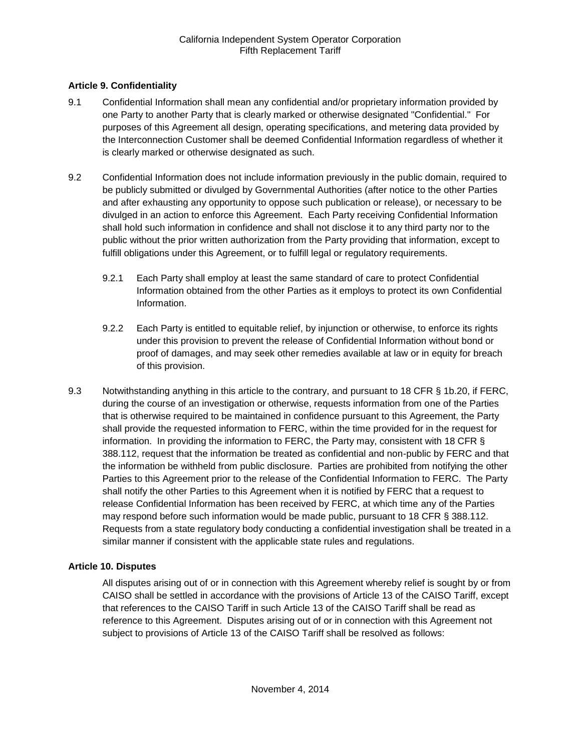### Article 9. Confidentiality

9.1 Confidential Information shall mean any confidential and/or proprietary information provided by one Party to another Party that is clearly marked or otherwise designated "Confidential." For purposes of this Agreement all design, operating specifications, and metering data provided by the Interconnection Customer shall be deemed Confidential Information regardless of whether it is clearly marked or otherwise designated as such.

9.2 Confidential Information does not include information previously in the public domain, required to be publicly submitted or divulged by Governmental Authorities (after notice to the other Parties and after exhausting any opportunity to oppose such publication or release), or necessary to be divulged in an action to enforce this Agreement. Each Party receiving Confidential Information shall hold such information in confidence and shall not disclose it to any third party nor to the public without the prior written authorization from the Party providing that information, except to fulfill obligations under this Agreement, or to fulfill legal or regulatory requirements.

9.2.1 Each Party shall employ at least the same standard of care to protect Confidential Information obtained from the other Parties as it employs to protect its own Confidential Information.

9.2.2 Each Party is entitled to equitable relief, by injunction or otherwise, to enforce its rights under this provision to prevent the release of Confidential Information without bond or proof of damages, and may seek other remedies available at law or in equity for breach of this provision.

9.3 Notwithstanding anything in this article to the contrary, and pursuant to 18 CFR § 1b.20, if FERC, during the course of an investigation or otherwise, requests information from one of the Parties that is otherwise required to be maintained in confidence pursuant to this Agreement, the Party shall provide the requested information to FERC, within the time provided for in the request for information. In providing the information to FERC, the Party may, consistent with 18 CFR § 388.112, request that the information be treated as confidential and non-public by FERC and that the information be withheld from public disclosure. Parties are prohibited from notifying the other Parties to this Agreement prior to the release of the Confidential Information to FERC. The Party shall notify the other Parties to this Agreement when it is notified by FERC that a request to release Confidential Information has been received by FERC, at which time any of the Parties may respond before such information would be made public, pursuant to 18 CFR § 388.112. Requests from a state regulatory body conducting a confidential investigation shall be treated in a similar manner if consistent with the applicable state rules and regulations.

### Article 10. Disputes

All disputes arising out of or in connection with this Agreement whereby relief is sought by or from CAISO shall be settled in accordance with the provisions of Article 13 of the CAISO Tariff, except that references to the CAISO Tariff in such Article 13 of the CAISO Tariff shall be read as reference to this Agreement. Disputes arising out of or in connection with this Agreement not subject to provisions of Article 13 of the CAISO Tariff shall be resolved as follows: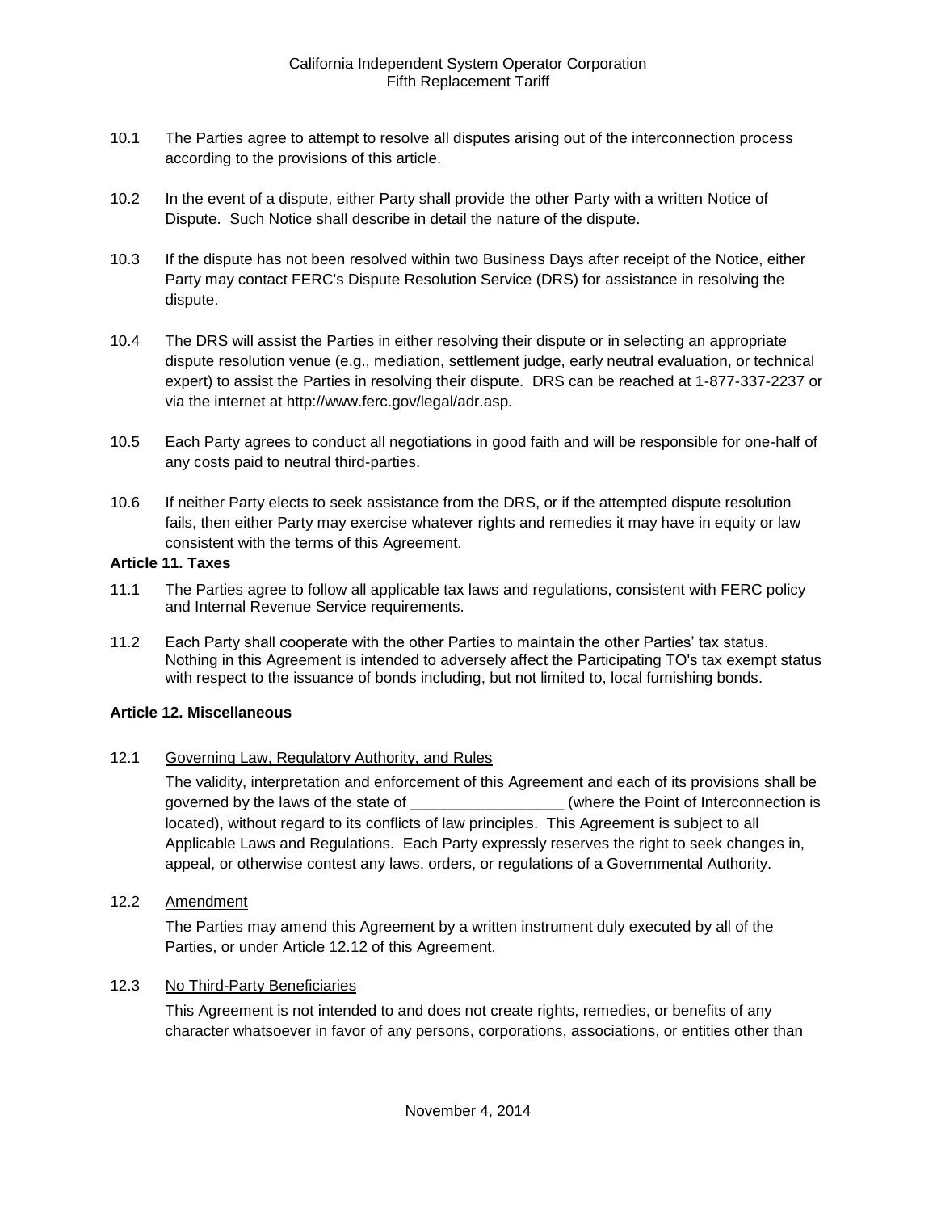10.1 The Parties agree to attempt to resolve all disputes arising out of the interconnection process according to the provisions of this article.

10.2 In the event of a dispute, either Party shall provide the other Party with a written Notice of Dispute. Such Notice shall describe in detail the nature of the dispute.

10.3 If the dispute has not been resolved within two Business Days after receipt of the Notice, either Party may contact FERC's Dispute Resolution Service (DRS) for assistance in resolving the dispute.

10.4 The DRS will assist the Parties in either resolving their dispute or in selecting an appropriate dispute resolution venue (e.g., mediation, settlement judge, early neutral evaluation, or technical expert) to assist the Parties in resolving their dispute. DRS can be reached at 1-877-337-2237 or via the internet at http://www.ferc.gov/legal/adr.asp.

10.5 Each Party agrees to conduct all negotiations in good faith and will be responsible for one-half of any costs paid to neutral third-parties.

10.6 If neither Party elects to seek assistance from the DRS, or if the attempted dispute resolution fails, then either Party may exercise whatever rights and remedies it may have in equity or law consistent with the terms of this Agreement.

**Article 11. Taxes**

11.1 The Parties agree to follow all applicable tax laws and regulations, consistent with FERC policy and Internal Revenue Service requirements.

11.2 Each Party shall cooperate with the other Parties to maintain the other Parties' tax status. Nothing in this Agreement is intended to adversely affect the Participating TO's tax exempt status with respect to the issuance of bonds including, but not limited to, local furnishing bonds.

**Article 12. Miscellaneous**

12.1 <u>Governing Law, Regulatory Authority, and Rules</u>

The validity, interpretation and enforcement of this Agreement and each of its provisions shall be governed by the laws of the state of __________________ (where the Point of Interconnection is located), without regard to its conflicts of law principles. This Agreement is subject to all Applicable Laws and Regulations. Each Party expressly reserves the right to seek changes in, appeal, or otherwise contest any laws, orders, or regulations of a Governmental Authority.

12.2 <u>Amendment</u>

The Parties may amend this Agreement by a written instrument duly executed by all of the Parties, or under Article 12.12 of this Agreement.

12.3 <u>No Third-Party Beneficiaries</u>

This Agreement is not intended to and does not create rights, remedies, or benefits of any character whatsoever in favor of any persons, corporations, associations, or entities other than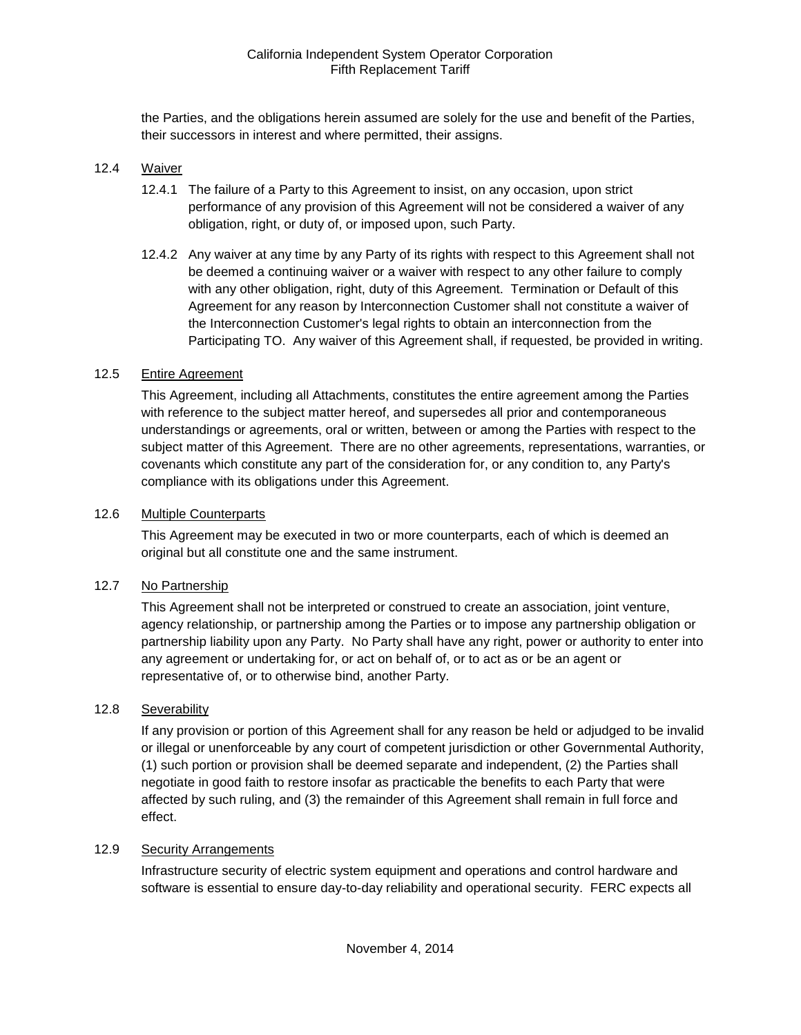the Parties, and the obligations herein assumed are solely for the use and benefit of the Parties, their successors in interest and where permitted, their assigns.

12.4 Waiver

12.4.1 The failure of a Party to this Agreement to insist, on any occasion, upon strict performance of any provision of this Agreement will not be considered a waiver of any obligation, right, or duty of, or imposed upon, such Party.

12.4.2 Any waiver at any time by any Party of its rights with respect to this Agreement shall not be deemed a continuing waiver or a waiver with respect to any other failure to comply with any other obligation, right, duty of this Agreement. Termination or Default of this Agreement for any reason by Interconnection Customer shall not constitute a waiver of the Interconnection Customer's legal rights to obtain an interconnection from the Participating TO. Any waiver of this Agreement shall, if requested, be provided in writing.

12.5 Entire Agreement

This Agreement, including all Attachments, constitutes the entire agreement among the Parties with reference to the subject matter hereof, and supersedes all prior and contemporaneous understandings or agreements, oral or written, between or among the Parties with respect to the subject matter of this Agreement. There are no other agreements, representations, warranties, or covenants which constitute any part of the consideration for, or any condition to, any Party's compliance with its obligations under this Agreement.

12.6 Multiple Counterparts

This Agreement may be executed in two or more counterparts, each of which is deemed an original but all constitute one and the same instrument.

12.7 No Partnership

This Agreement shall not be interpreted or construed to create an association, joint venture, agency relationship, or partnership among the Parties or to impose any partnership obligation or partnership liability upon any Party. No Party shall have any right, power or authority to enter into any agreement or undertaking for, or act on behalf of, or to act as or be an agent or representative of, or to otherwise bind, another Party.

12.8 Severability

If any provision or portion of this Agreement shall for any reason be held or adjudged to be invalid or illegal or unenforceable by any court of competent jurisdiction or other Governmental Authority, (1) such portion or provision shall be deemed separate and independent, (2) the Parties shall negotiate in good faith to restore insofar as practicable the benefits to each Party that were affected by such ruling, and (3) the remainder of this Agreement shall remain in full force and effect.

12.9 Security Arrangements

Infrastructure security of electric system equipment and operations and control hardware and software is essential to ensure day-to-day reliability and operational security. FERC expects all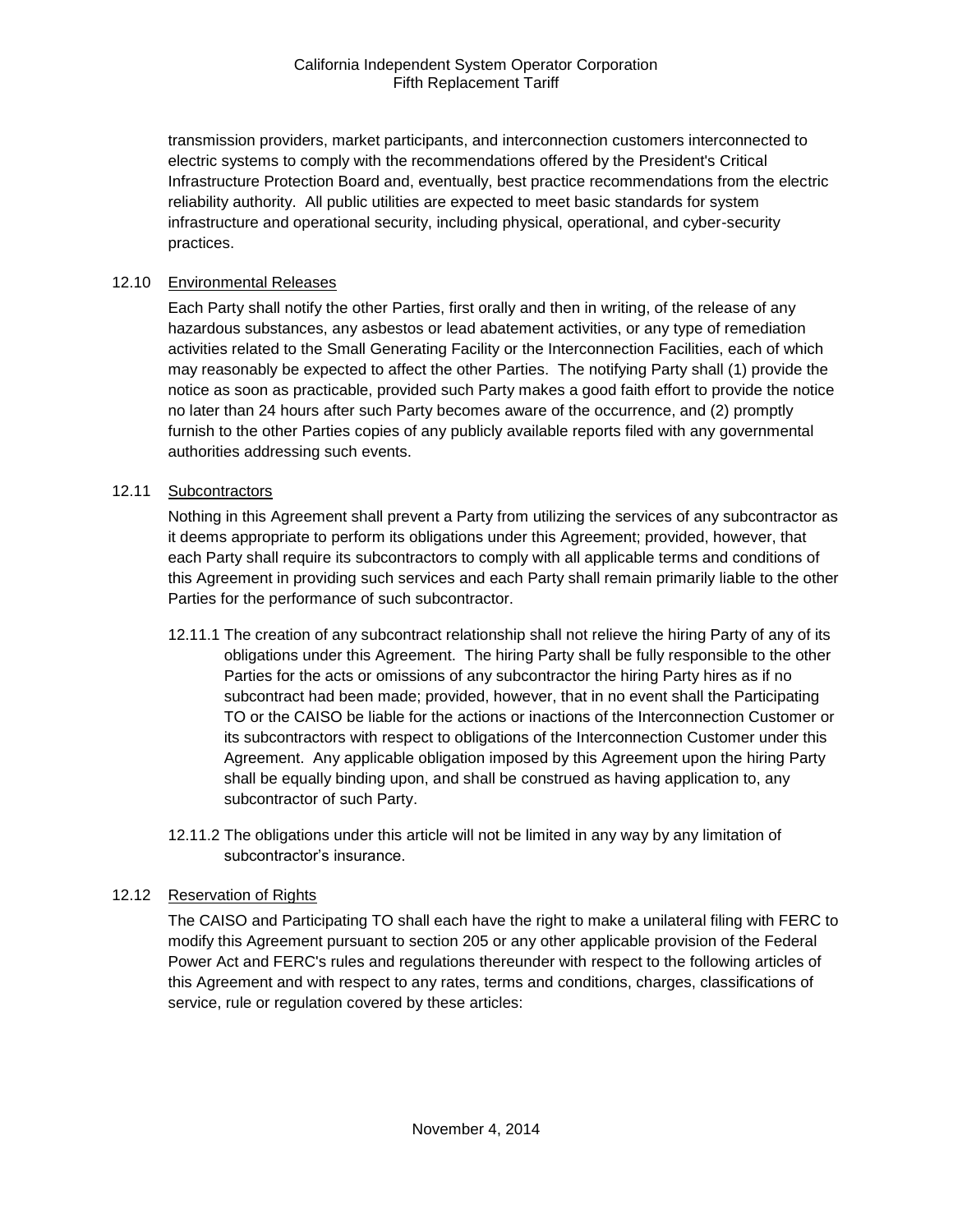transmission providers, market participants, and interconnection customers interconnected to electric systems to comply with the recommendations offered by the President's Critical Infrastructure Protection Board and, eventually, best practice recommendations from the electric reliability authority. All public utilities are expected to meet basic standards for system infrastructure and operational security, including physical, operational, and cyber-security practices.

12.10 Environmental Releases

Each Party shall notify the other Parties, first orally and then in writing, of the release of any hazardous substances, any asbestos or lead abatement activities, or any type of remediation activities related to the Small Generating Facility or the Interconnection Facilities, each of which may reasonably be expected to affect the other Parties. The notifying Party shall (1) provide the notice as soon as practicable, provided such Party makes a good faith effort to provide the notice no later than 24 hours after such Party becomes aware of the occurrence, and (2) promptly furnish to the other Parties copies of any publicly available reports filed with any governmental authorities addressing such events.

12.11 Subcontractors

Nothing in this Agreement shall prevent a Party from utilizing the services of any subcontractor as it deems appropriate to perform its obligations under this Agreement; provided, however, that each Party shall require its subcontractors to comply with all applicable terms and conditions of this Agreement in providing such services and each Party shall remain primarily liable to the other Parties for the performance of such subcontractor.

12.11.1 The creation of any subcontract relationship shall not relieve the hiring Party of any of its obligations under this Agreement. The hiring Party shall be fully responsible to the other Parties for the acts or omissions of any subcontractor the hiring Party hires as if no subcontract had been made; provided, however, that in no event shall the Participating TO or the CAISO be liable for the actions or inactions of the Interconnection Customer or its subcontractors with respect to obligations of the Interconnection Customer under this Agreement. Any applicable obligation imposed by this Agreement upon the hiring Party shall be equally binding upon, and shall be construed as having application to, any subcontractor of such Party.

12.11.2 The obligations under this article will not be limited in any way by any limitation of subcontractor's insurance.

12.12 Reservation of Rights

The CAISO and Participating TO shall each have the right to make a unilateral filing with FERC to modify this Agreement pursuant to section 205 or any other applicable provision of the Federal Power Act and FERC's rules and regulations thereunder with respect to the following articles of this Agreement and with respect to any rates, terms and conditions, charges, classifications of service, rule or regulation covered by these articles: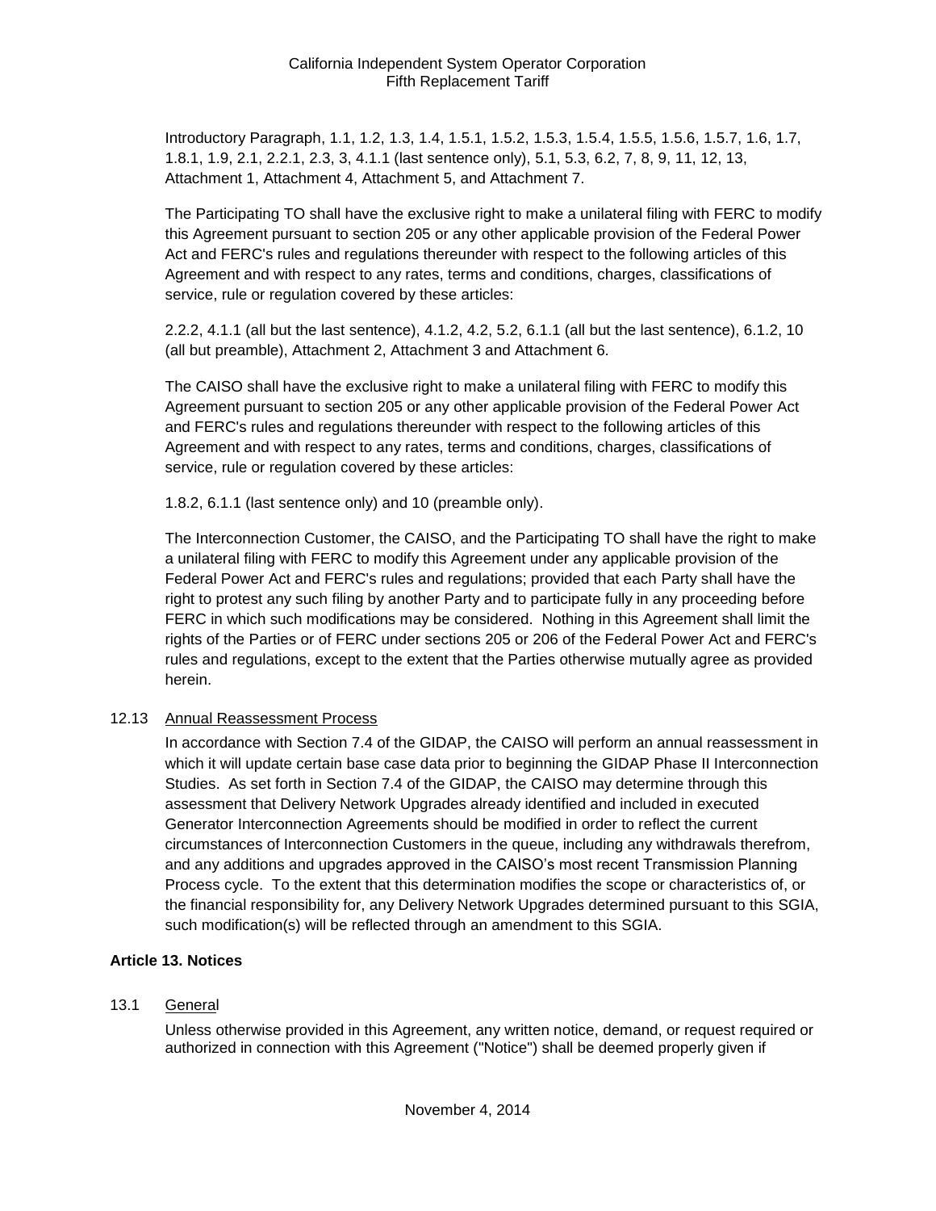Introductory Paragraph, 1.1, 1.2, 1.3, 1.4, 1.5.1, 1.5.2, 1.5.3, 1.5.4, 1.5.5, 1.5.6, 1.5.7, 1.6, 1.7, 1.8.1, 1.9, 2.1, 2.2.1, 2.3, 3, 4.1.1 (last sentence only), 5.1, 5.3, 6.2, 7, 8, 9, 11, 12, 13, Attachment 1, Attachment 4, Attachment 5, and Attachment 7.

The Participating TO shall have the exclusive right to make a unilateral filing with FERC to modify this Agreement pursuant to section 205 or any other applicable provision of the Federal Power Act and FERC's rules and regulations thereunder with respect to the following articles of this Agreement and with respect to any rates, terms and conditions, charges, classifications of service, rule or regulation covered by these articles:

2.2.2, 4.1.1 (all but the last sentence), 4.1.2, 4.2, 5.2, 6.1.1 (all but the last sentence), 6.1.2, 10 (all but preamble), Attachment 2, Attachment 3 and Attachment 6.

The CAISO shall have the exclusive right to make a unilateral filing with FERC to modify this Agreement pursuant to section 205 or any other applicable provision of the Federal Power Act and FERC's rules and regulations thereunder with respect to the following articles of this Agreement and with respect to any rates, terms and conditions, charges, classifications of service, rule or regulation covered by these articles:

1.8.2, 6.1.1 (last sentence only) and 10 (preamble only).

The Interconnection Customer, the CAISO, and the Participating TO shall have the right to make a unilateral filing with FERC to modify this Agreement under any applicable provision of the Federal Power Act and FERC's rules and regulations; provided that each Party shall have the right to protest any such filing by another Party and to participate fully in any proceeding before FERC in which such modifications may be considered. Nothing in this Agreement shall limit the rights of the Parties or of FERC under sections 205 or 206 of the Federal Power Act and FERC's rules and regulations, except to the extent that the Parties otherwise mutually agree as provided herein.

12.13 Annual Reassessment Process

In accordance with Section 7.4 of the GIDAP, the CAISO will perform an annual reassessment in which it will update certain base case data prior to beginning the GIDAP Phase II Interconnection Studies. As set forth in Section 7.4 of the GIDAP, the CAISO may determine through this assessment that Delivery Network Upgrades already identified and included in executed Generator Interconnection Agreements should be modified in order to reflect the current circumstances of Interconnection Customers in the queue, including any withdrawals therefrom, and any additions and upgrades approved in the CAISO's most recent Transmission Planning Process cycle. To the extent that this determination modifies the scope or characteristics of, or the financial responsibility for, any Delivery Network Upgrades determined pursuant to this SGIA, such modification(s) will be reflected through an amendment to this SGIA.

**Article 13. Notices**

13.1 General

Unless otherwise provided in this Agreement, any written notice, demand, or request required or authorized in connection with this Agreement ("Notice") shall be deemed properly given if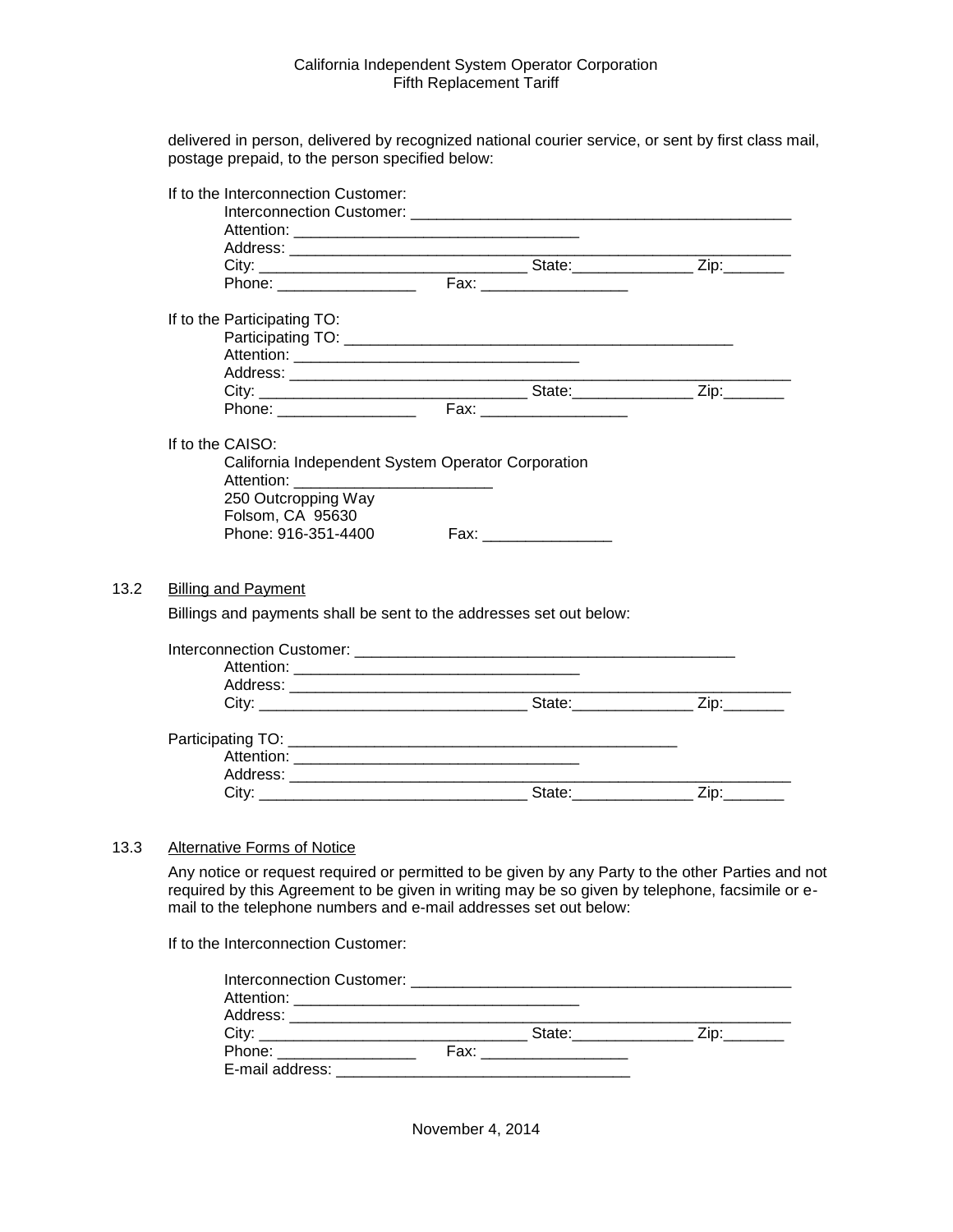delivered in person, delivered by recognized national courier service, or sent by first class mail, postage prepaid, to the person specified below:

If to the Interconnection Customer:

Interconnection Customer: _____________________________________________
Attention: _________________________________
Address: ____________________________________________________________
City: _______________________________ State:______________ Zip:_______
Phone: ________________ Fax: _________________

If to the Participating TO:

Participating TO: ______________________________________________
Attention: _________________________________
Address: ____________________________________________________________
City: _______________________________ State:______________ Zip:_______
Phone: ________________ Fax: _________________

If to the CAISO:

California Independent System Operator Corporation
Attention: ________________________
250 Outcropping Way
Folsom, CA 95630
Phone: 916-351-4400 Fax: _______________

13.2 Billing and Payment

Billings and payments shall be sent to the addresses set out below:

Interconnection Customer: _____________________________________________
Attention: _________________________________
Address: ____________________________________________________________
City: _______________________________ State:______________ Zip:_______

Participating TO: ______________________________________________
Attention: _________________________________
Address: ____________________________________________________________
City: _______________________________ State:______________ Zip:_______

13.3 Alternative Forms of Notice

Any notice or request required or permitted to be given by any Party to the other Parties and not required by this Agreement to be given in writing may be so given by telephone, facsimile or e-mail to the telephone numbers and e-mail addresses set out below:

If to the Interconnection Customer:

Interconnection Customer: _____________________________________________
Attention: _________________________________
Address: ____________________________________________________________
City: _______________________________ State:______________ Zip:_______
Phone: ________________ Fax: _________________
E-mail address: __________________________________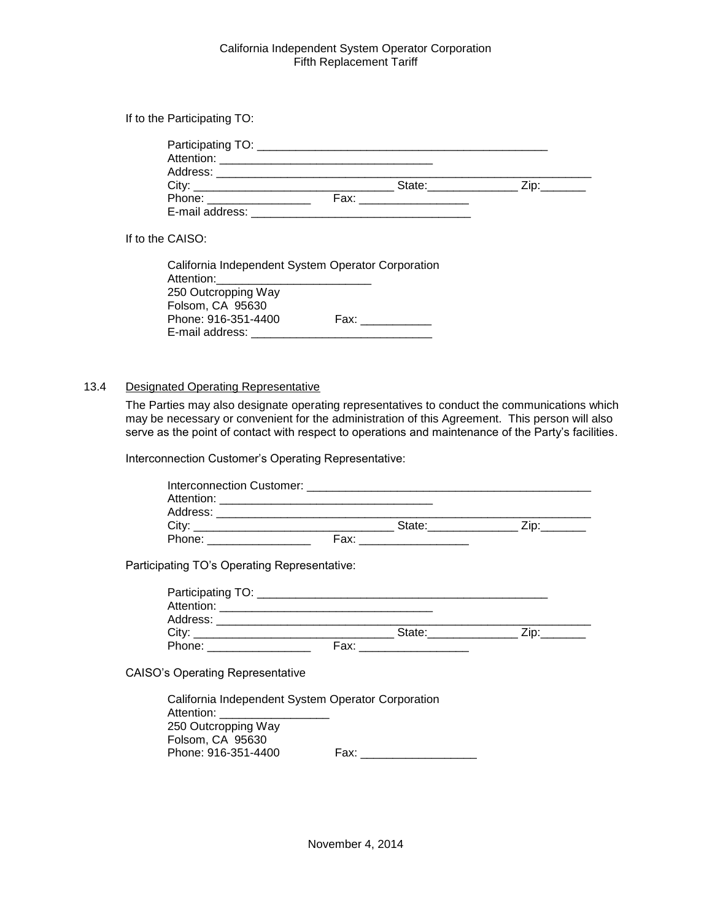If to the Participating TO:

Participating TO: _______________________________________________
Attention: __________________________________
Address: ____________________________________________________________
City: _______________________________ State:______________ Zip:_______
Phone: ________________ Fax: _________________
E-mail address: __________________________________

If to the CAISO:

California Independent System Operator Corporation
Attention:________________________
250 Outcropping Way
Folsom, CA 95630
Phone: 916-351-4400 Fax: ___________
E-mail address: ____________________________

13.4 Designated Operating Representative

The Parties may also designate operating representatives to conduct the communications which may be necessary or convenient for the administration of this Agreement. This person will also serve as the point of contact with respect to operations and maintenance of the Party's facilities.

Interconnection Customer's Operating Representative:

Interconnection Customer: ______________________________________________
Attention: __________________________________
Address: ____________________________________________________________
City: _______________________________ State:______________ Zip:_______
Phone: ________________ Fax: _________________

Participating TO's Operating Representative:

Participating TO: _______________________________________________
Attention: __________________________________
Address: ____________________________________________________________
City: _______________________________ State:______________ Zip:_______
Phone: ________________ Fax: _________________

CAISO's Operating Representative

California Independent System Operator Corporation
Attention: ________________
250 Outcropping Way
Folsom, CA 95630
Phone: 916-351-4400 Fax: __________________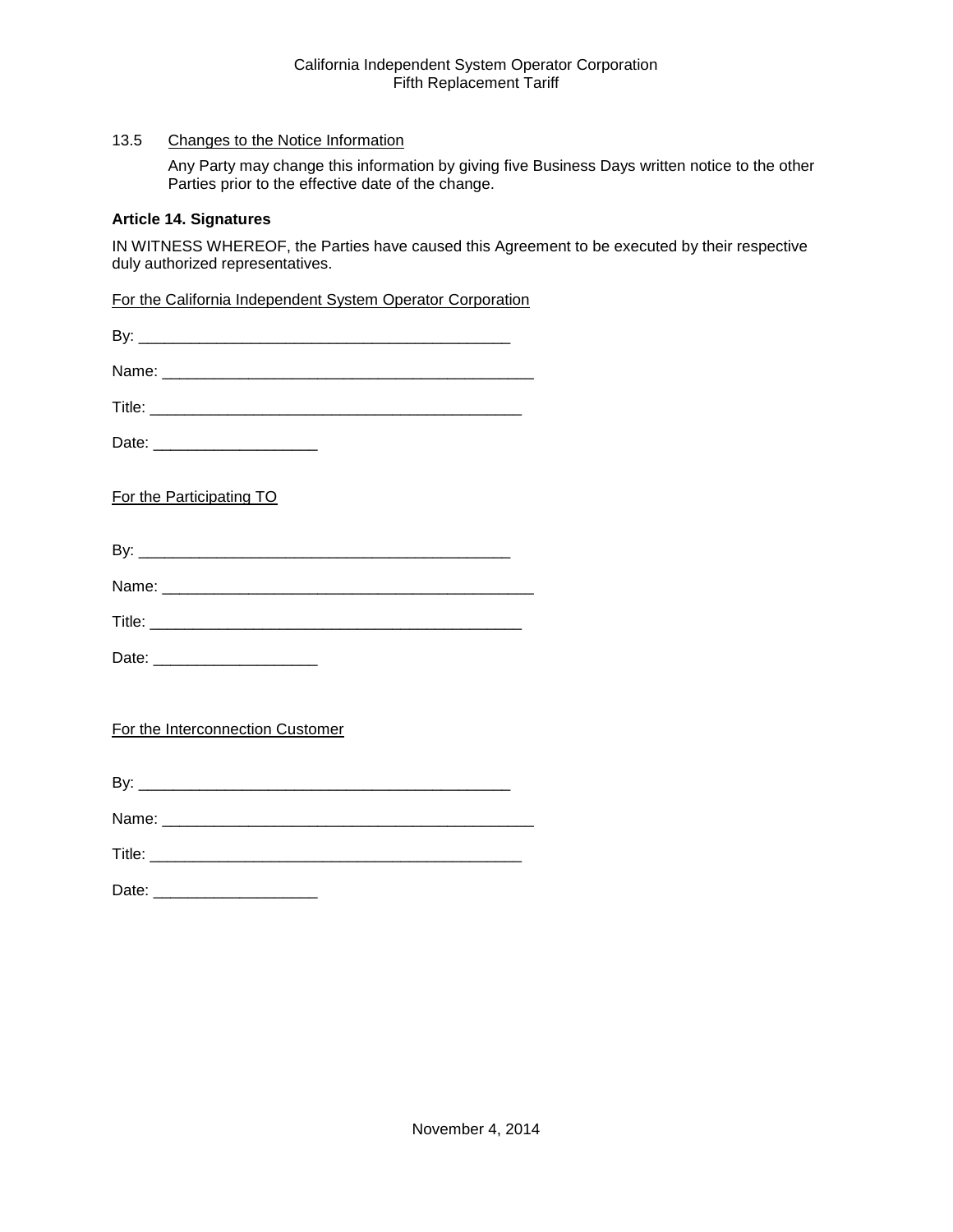13.5 Changes to the Notice Information

Any Party may change this information by giving five Business Days written notice to the other Parties prior to the effective date of the change.

**Article 14. Signatures**

IN WITNESS WHEREOF, the Parties have caused this Agreement to be executed by their respective duly authorized representatives.

For the California Independent System Operator Corporation

By: ___________________________________________

Name: ___________________________________________

Title: ___________________________________________

Date: ___________________

For the Participating TO

By: ___________________________________________

Name: ___________________________________________

Title: ___________________________________________

Date: ___________________

For the Interconnection Customer

By: ___________________________________________

Name: ___________________________________________

Title: ___________________________________________

Date: ___________________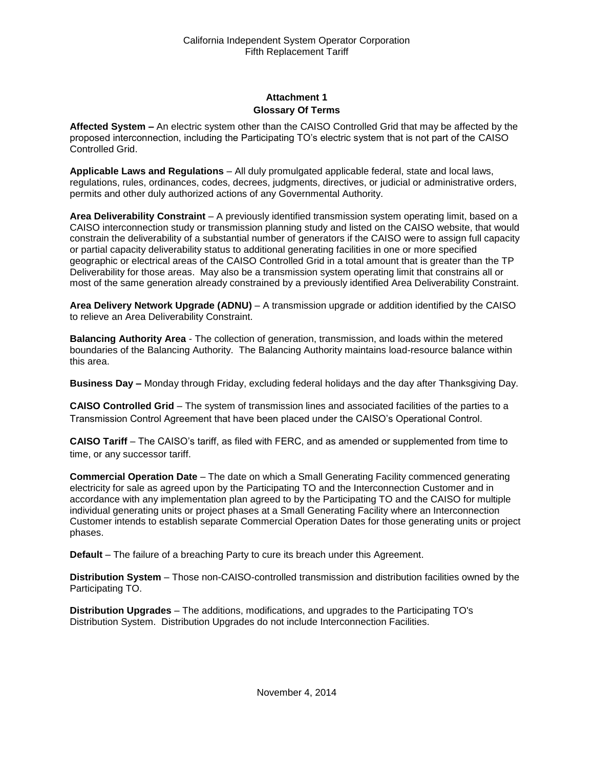## Attachment 1
## Glossary Of Terms

**Affected System –** An electric system other than the CAISO Controlled Grid that may be affected by the proposed interconnection, including the Participating TO's electric system that is not part of the CAISO Controlled Grid.

**Applicable Laws and Regulations** – All duly promulgated applicable federal, state and local laws, regulations, rules, ordinances, codes, decrees, judgments, directives, or judicial or administrative orders, permits and other duly authorized actions of any Governmental Authority.

**Area Deliverability Constraint** – A previously identified transmission system operating limit, based on a CAISO interconnection study or transmission planning study and listed on the CAISO website, that would constrain the deliverability of a substantial number of generators if the CAISO were to assign full capacity or partial capacity deliverability status to additional generating facilities in one or more specified geographic or electrical areas of the CAISO Controlled Grid in a total amount that is greater than the TP Deliverability for those areas. May also be a transmission system operating limit that constrains all or most of the same generation already constrained by a previously identified Area Deliverability Constraint.

**Area Delivery Network Upgrade (ADNU)** – A transmission upgrade or addition identified by the CAISO to relieve an Area Deliverability Constraint.

**Balancing Authority Area** - The collection of generation, transmission, and loads within the metered boundaries of the Balancing Authority. The Balancing Authority maintains load-resource balance within this area.

**Business Day –** Monday through Friday, excluding federal holidays and the day after Thanksgiving Day.

**CAISO Controlled Grid** – The system of transmission lines and associated facilities of the parties to a Transmission Control Agreement that have been placed under the CAISO's Operational Control.

**CAISO Tariff** – The CAISO's tariff, as filed with FERC, and as amended or supplemented from time to time, or any successor tariff.

**Commercial Operation Date** – The date on which a Small Generating Facility commenced generating electricity for sale as agreed upon by the Participating TO and the Interconnection Customer and in accordance with any implementation plan agreed to by the Participating TO and the CAISO for multiple individual generating units or project phases at a Small Generating Facility where an Interconnection Customer intends to establish separate Commercial Operation Dates for those generating units or project phases.

**Default** – The failure of a breaching Party to cure its breach under this Agreement.

**Distribution System** – Those non-CAISO-controlled transmission and distribution facilities owned by the Participating TO.

**Distribution Upgrades** – The additions, modifications, and upgrades to the Participating TO's Distribution System. Distribution Upgrades do not include Interconnection Facilities.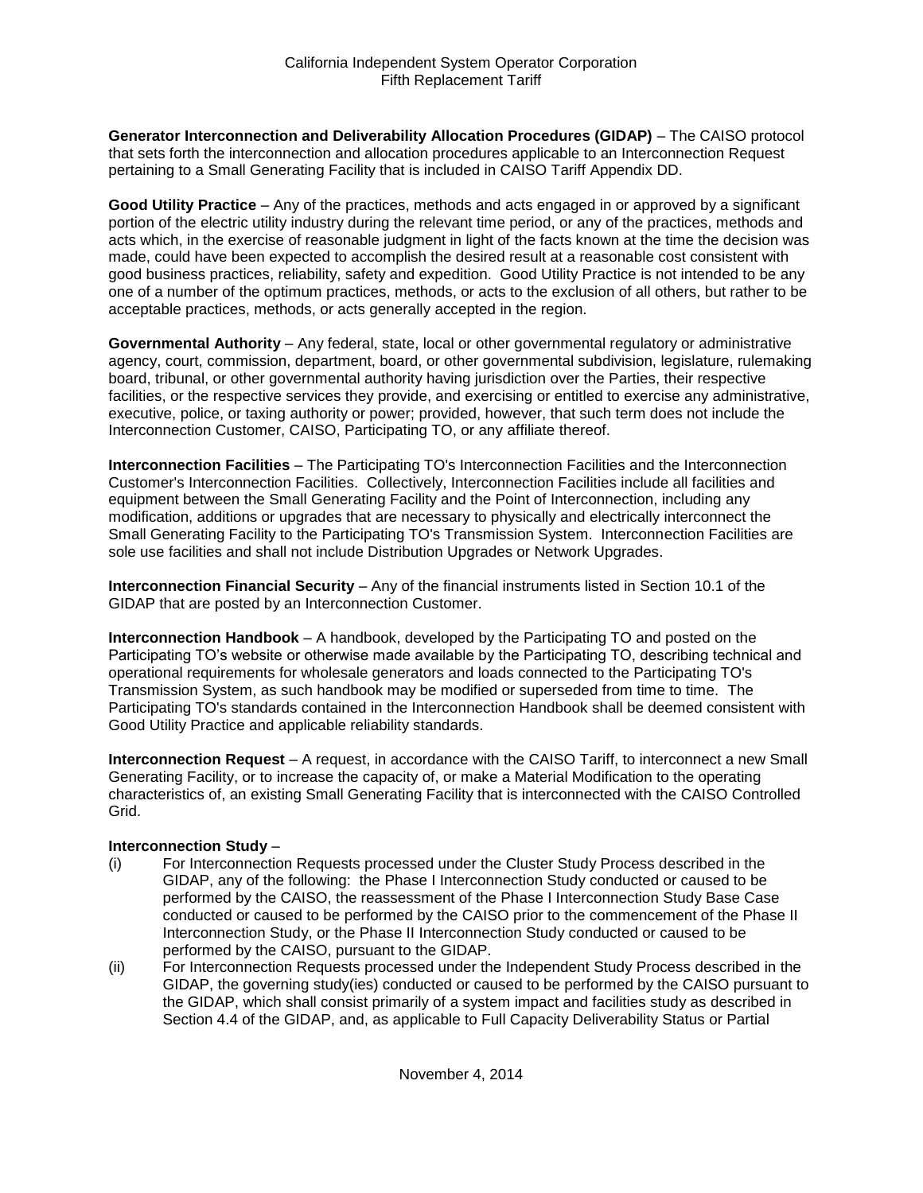**Generator Interconnection and Deliverability Allocation Procedures (GIDAP)** – The CAISO protocol that sets forth the interconnection and allocation procedures applicable to an Interconnection Request pertaining to a Small Generating Facility that is included in CAISO Tariff Appendix DD.

**Good Utility Practice** – Any of the practices, methods and acts engaged in or approved by a significant portion of the electric utility industry during the relevant time period, or any of the practices, methods and acts which, in the exercise of reasonable judgment in light of the facts known at the time the decision was made, could have been expected to accomplish the desired result at a reasonable cost consistent with good business practices, reliability, safety and expedition. Good Utility Practice is not intended to be any one of a number of the optimum practices, methods, or acts to the exclusion of all others, but rather to be acceptable practices, methods, or acts generally accepted in the region.

**Governmental Authority** – Any federal, state, local or other governmental regulatory or administrative agency, court, commission, department, board, or other governmental subdivision, legislature, rulemaking board, tribunal, or other governmental authority having jurisdiction over the Parties, their respective facilities, or the respective services they provide, and exercising or entitled to exercise any administrative, executive, police, or taxing authority or power; provided, however, that such term does not include the Interconnection Customer, CAISO, Participating TO, or any affiliate thereof.

**Interconnection Facilities** – The Participating TO's Interconnection Facilities and the Interconnection Customer's Interconnection Facilities. Collectively, Interconnection Facilities include all facilities and equipment between the Small Generating Facility and the Point of Interconnection, including any modification, additions or upgrades that are necessary to physically and electrically interconnect the Small Generating Facility to the Participating TO's Transmission System. Interconnection Facilities are sole use facilities and shall not include Distribution Upgrades or Network Upgrades.

**Interconnection Financial Security** – Any of the financial instruments listed in Section 10.1 of the GIDAP that are posted by an Interconnection Customer.

**Interconnection Handbook** – A handbook, developed by the Participating TO and posted on the Participating TO's website or otherwise made available by the Participating TO, describing technical and operational requirements for wholesale generators and loads connected to the Participating TO's Transmission System, as such handbook may be modified or superseded from time to time. The Participating TO's standards contained in the Interconnection Handbook shall be deemed consistent with Good Utility Practice and applicable reliability standards.

**Interconnection Request** – A request, in accordance with the CAISO Tariff, to interconnect a new Small Generating Facility, or to increase the capacity of, or make a Material Modification to the operating characteristics of, an existing Small Generating Facility that is interconnected with the CAISO Controlled Grid.

**Interconnection Study** –

(i) For Interconnection Requests processed under the Cluster Study Process described in the GIDAP, any of the following: the Phase I Interconnection Study conducted or caused to be performed by the CAISO, the reassessment of the Phase I Interconnection Study Base Case conducted or caused to be performed by the CAISO prior to the commencement of the Phase II Interconnection Study, or the Phase II Interconnection Study conducted or caused to be performed by the CAISO, pursuant to the GIDAP.

(ii) For Interconnection Requests processed under the Independent Study Process described in the GIDAP, the governing study(ies) conducted or caused to be performed by the CAISO pursuant to the GIDAP, which shall consist primarily of a system impact and facilities study as described in Section 4.4 of the GIDAP, and, as applicable to Full Capacity Deliverability Status or Partial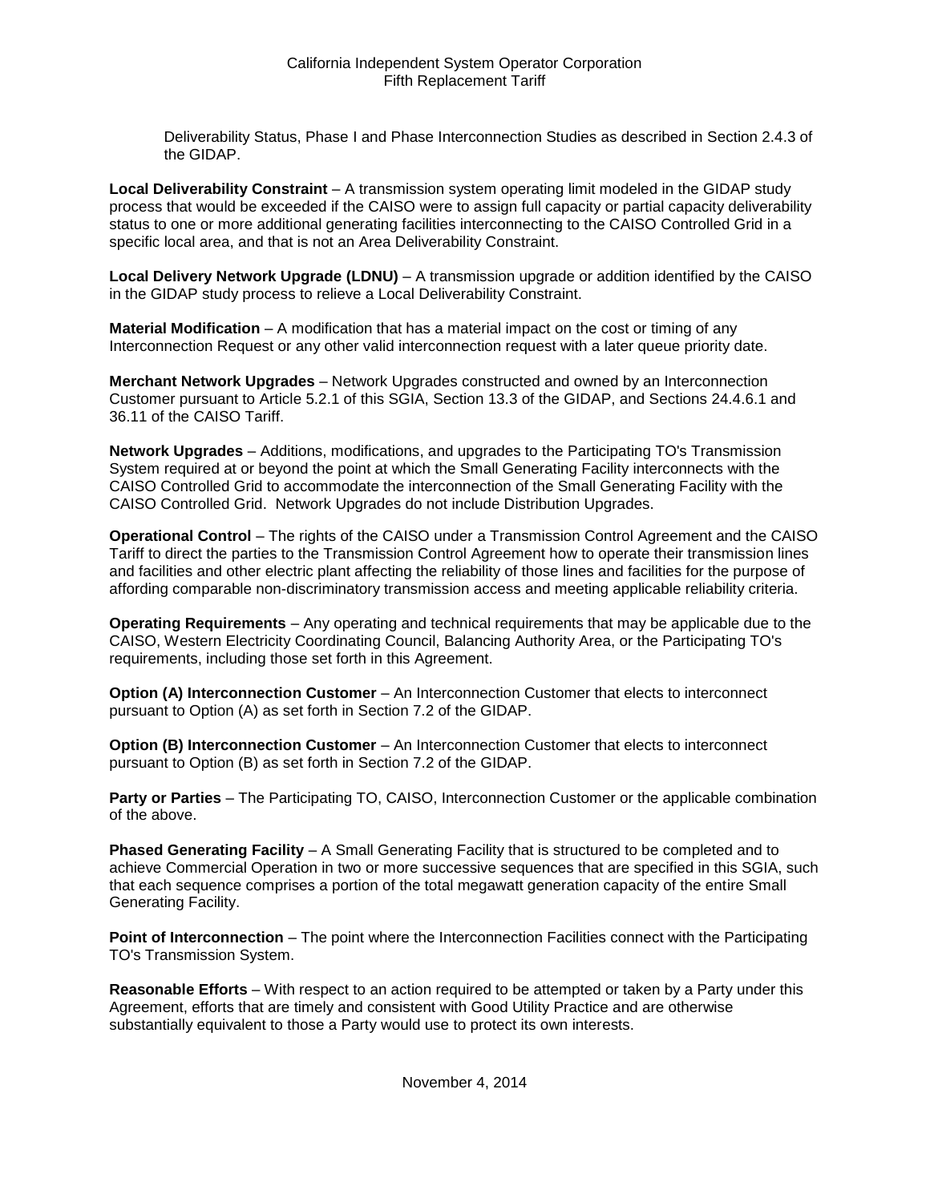Deliverability Status, Phase I and Phase Interconnection Studies as described in Section 2.4.3 of the GIDAP.

**Local Deliverability Constraint** – A transmission system operating limit modeled in the GIDAP study process that would be exceeded if the CAISO were to assign full capacity or partial capacity deliverability status to one or more additional generating facilities interconnecting to the CAISO Controlled Grid in a specific local area, and that is not an Area Deliverability Constraint.

**Local Delivery Network Upgrade (LDNU)** – A transmission upgrade or addition identified by the CAISO in the GIDAP study process to relieve a Local Deliverability Constraint.

**Material Modification** – A modification that has a material impact on the cost or timing of any Interconnection Request or any other valid interconnection request with a later queue priority date.

**Merchant Network Upgrades** – Network Upgrades constructed and owned by an Interconnection Customer pursuant to Article 5.2.1 of this SGIA, Section 13.3 of the GIDAP, and Sections 24.4.6.1 and 36.11 of the CAISO Tariff.

**Network Upgrades** – Additions, modifications, and upgrades to the Participating TO's Transmission System required at or beyond the point at which the Small Generating Facility interconnects with the CAISO Controlled Grid to accommodate the interconnection of the Small Generating Facility with the CAISO Controlled Grid. Network Upgrades do not include Distribution Upgrades.

**Operational Control** – The rights of the CAISO under a Transmission Control Agreement and the CAISO Tariff to direct the parties to the Transmission Control Agreement how to operate their transmission lines and facilities and other electric plant affecting the reliability of those lines and facilities for the purpose of affording comparable non-discriminatory transmission access and meeting applicable reliability criteria.

**Operating Requirements** – Any operating and technical requirements that may be applicable due to the CAISO, Western Electricity Coordinating Council, Balancing Authority Area, or the Participating TO's requirements, including those set forth in this Agreement.

**Option (A) Interconnection Customer** – An Interconnection Customer that elects to interconnect pursuant to Option (A) as set forth in Section 7.2 of the GIDAP.

**Option (B) Interconnection Customer** – An Interconnection Customer that elects to interconnect pursuant to Option (B) as set forth in Section 7.2 of the GIDAP.

**Party or Parties** – The Participating TO, CAISO, Interconnection Customer or the applicable combination of the above.

**Phased Generating Facility** – A Small Generating Facility that is structured to be completed and to achieve Commercial Operation in two or more successive sequences that are specified in this SGIA, such that each sequence comprises a portion of the total megawatt generation capacity of the entire Small Generating Facility.

**Point of Interconnection** – The point where the Interconnection Facilities connect with the Participating TO's Transmission System.

**Reasonable Efforts** – With respect to an action required to be attempted or taken by a Party under this Agreement, efforts that are timely and consistent with Good Utility Practice and are otherwise substantially equivalent to those a Party would use to protect its own interests.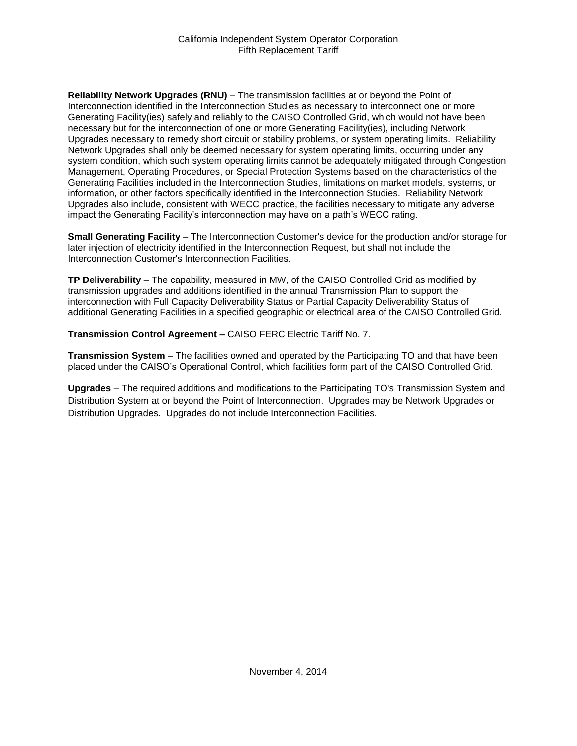**Reliability Network Upgrades (RNU)** – The transmission facilities at or beyond the Point of Interconnection identified in the Interconnection Studies as necessary to interconnect one or more Generating Facility(ies) safely and reliably to the CAISO Controlled Grid, which would not have been necessary but for the interconnection of one or more Generating Facility(ies), including Network Upgrades necessary to remedy short circuit or stability problems, or system operating limits. Reliability Network Upgrades shall only be deemed necessary for system operating limits, occurring under any system condition, which such system operating limits cannot be adequately mitigated through Congestion Management, Operating Procedures, or Special Protection Systems based on the characteristics of the Generating Facilities included in the Interconnection Studies, limitations on market models, systems, or information, or other factors specifically identified in the Interconnection Studies. Reliability Network Upgrades also include, consistent with WECC practice, the facilities necessary to mitigate any adverse impact the Generating Facility's interconnection may have on a path's WECC rating.

**Small Generating Facility** – The Interconnection Customer's device for the production and/or storage for later injection of electricity identified in the Interconnection Request, but shall not include the Interconnection Customer's Interconnection Facilities.

**TP Deliverability** – The capability, measured in MW, of the CAISO Controlled Grid as modified by transmission upgrades and additions identified in the annual Transmission Plan to support the interconnection with Full Capacity Deliverability Status or Partial Capacity Deliverability Status of additional Generating Facilities in a specified geographic or electrical area of the CAISO Controlled Grid.

**Transmission Control Agreement –** CAISO FERC Electric Tariff No. 7.

**Transmission System** – The facilities owned and operated by the Participating TO and that have been placed under the CAISO's Operational Control, which facilities form part of the CAISO Controlled Grid.

**Upgrades** – The required additions and modifications to the Participating TO's Transmission System and Distribution System at or beyond the Point of Interconnection. Upgrades may be Network Upgrades or Distribution Upgrades. Upgrades do not include Interconnection Facilities.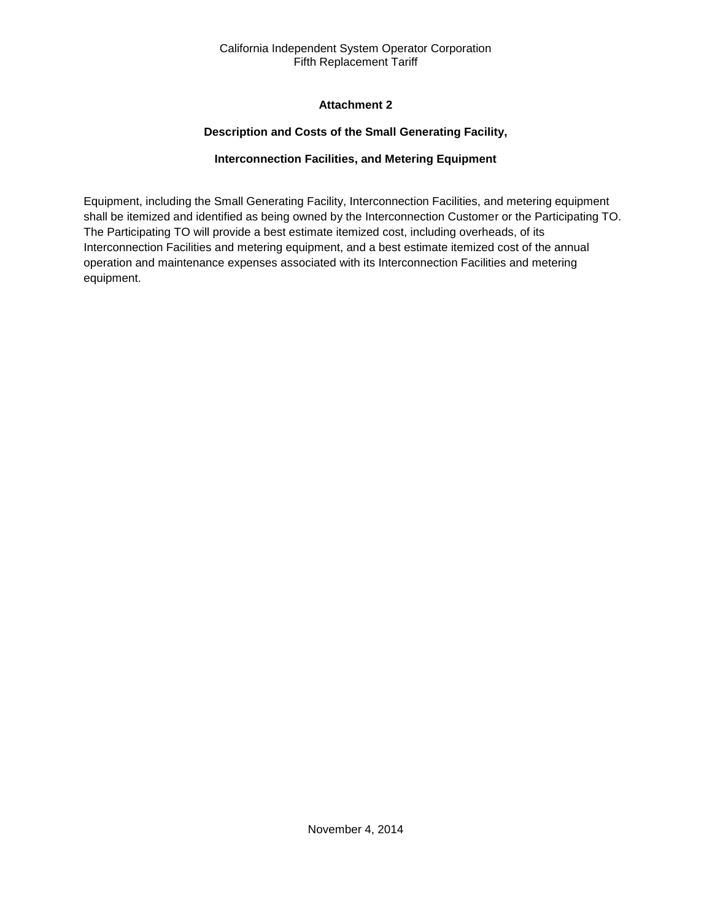## Attachment 2

### Description and Costs of the Small Generating Facility,

### Interconnection Facilities, and Metering Equipment

Equipment, including the Small Generating Facility, Interconnection Facilities, and metering equipment shall be itemized and identified as being owned by the Interconnection Customer or the Participating TO. The Participating TO will provide a best estimate itemized cost, including overheads, of its Interconnection Facilities and metering equipment, and a best estimate itemized cost of the annual operation and maintenance expenses associated with its Interconnection Facilities and metering equipment.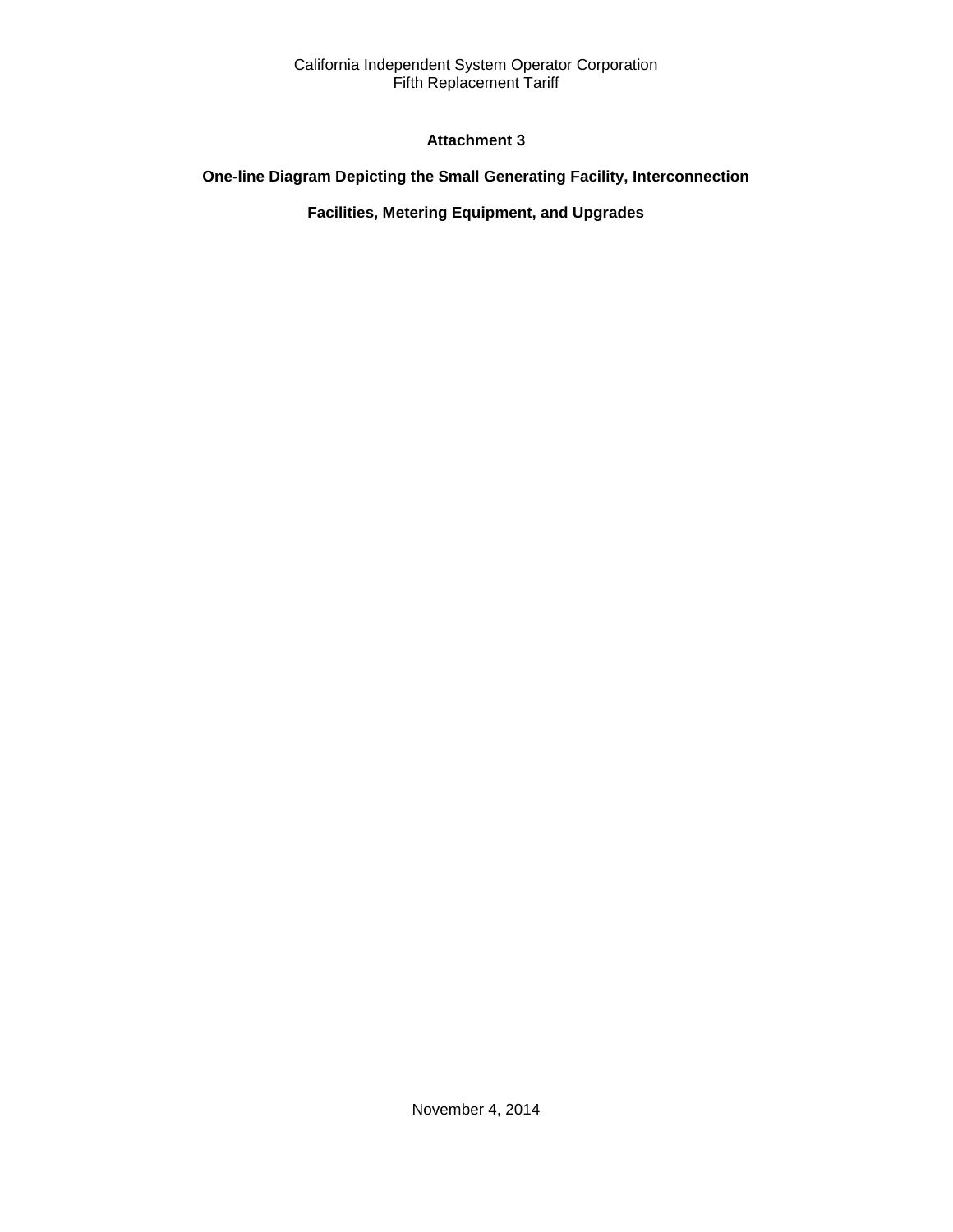# Attachment 3

## One-line Diagram Depicting the Small Generating Facility, Interconnection Facilities, Metering Equipment, and Upgrades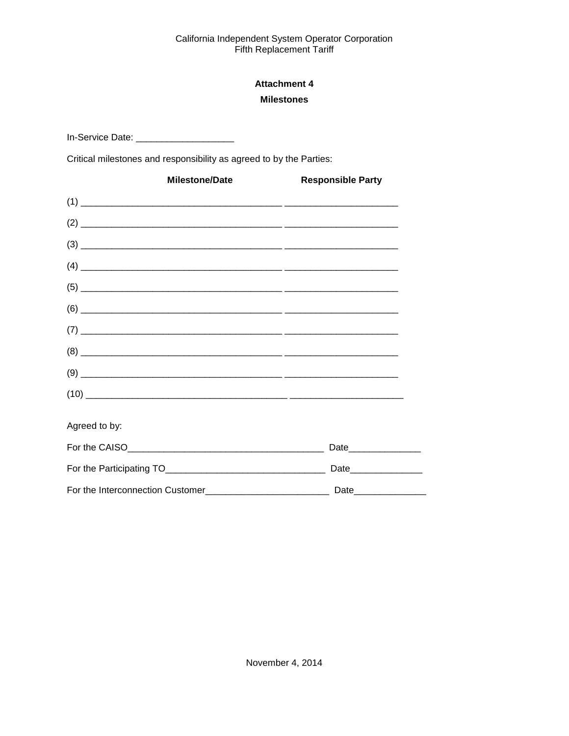## Attachment 4

## Milestones

In-Service Date: ___________________

Critical milestones and responsibility as agreed to by the Parties:

| | Milestone/Date | Responsible Party |
|---|---|---|
| (1) | _______________________________________ | ______________________ |
| (2) | _______________________________________ | ______________________ |
| (3) | _______________________________________ | ______________________ |
| (4) | _______________________________________ | ______________________ |
| (5) | _______________________________________ | ______________________ |
| (6) | _______________________________________ | ______________________ |
| (7) | _______________________________________ | ______________________ |
| (8) | _______________________________________ | ______________________ |
| (9) | _______________________________________ | ______________________ |
| (10) | _______________________________________ | ______________________ |

Agreed to by:

For the CAISO______________________________________ Date______________

For the Participating TO_______________________________ Date______________

For the Interconnection Customer________________________ Date______________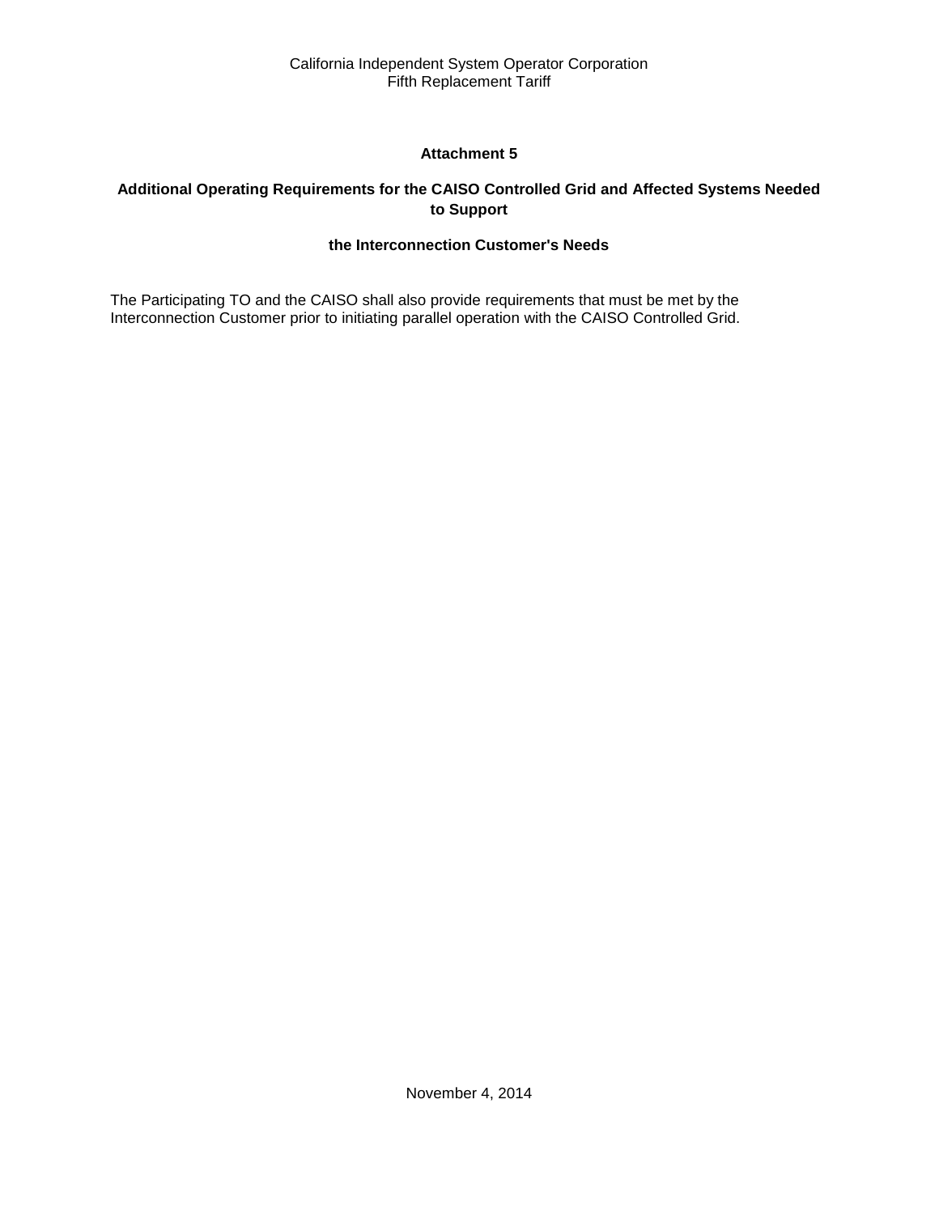## Attachment 5

### Additional Operating Requirements for the CAISO Controlled Grid and Affected Systems Needed to Support

### the Interconnection Customer's Needs

The Participating TO and the CAISO shall also provide requirements that must be met by the Interconnection Customer prior to initiating parallel operation with the CAISO Controlled Grid.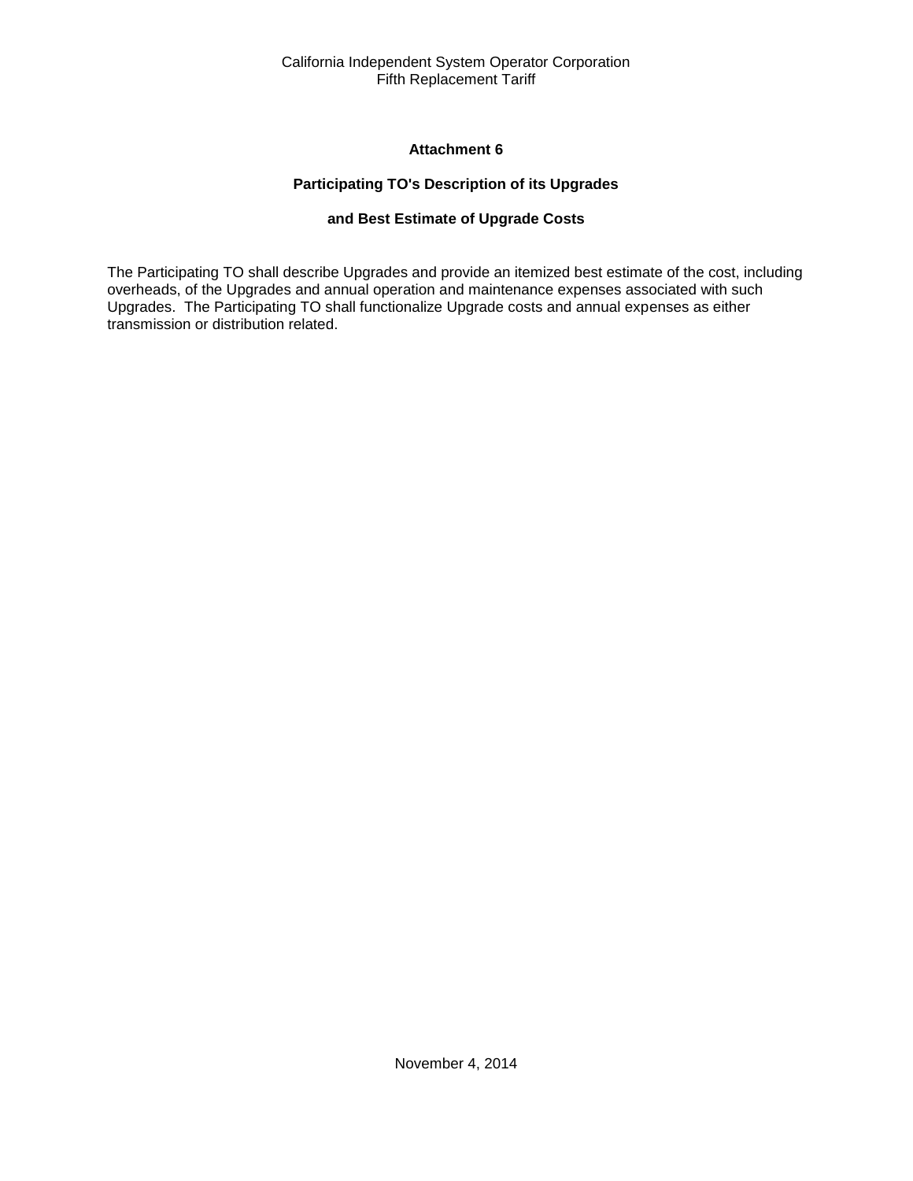## Attachment 6

### Participating TO's Description of its Upgrades

### and Best Estimate of Upgrade Costs

The Participating TO shall describe Upgrades and provide an itemized best estimate of the cost, including overheads, of the Upgrades and annual operation and maintenance expenses associated with such Upgrades. The Participating TO shall functionalize Upgrade costs and annual expenses as either transmission or distribution related.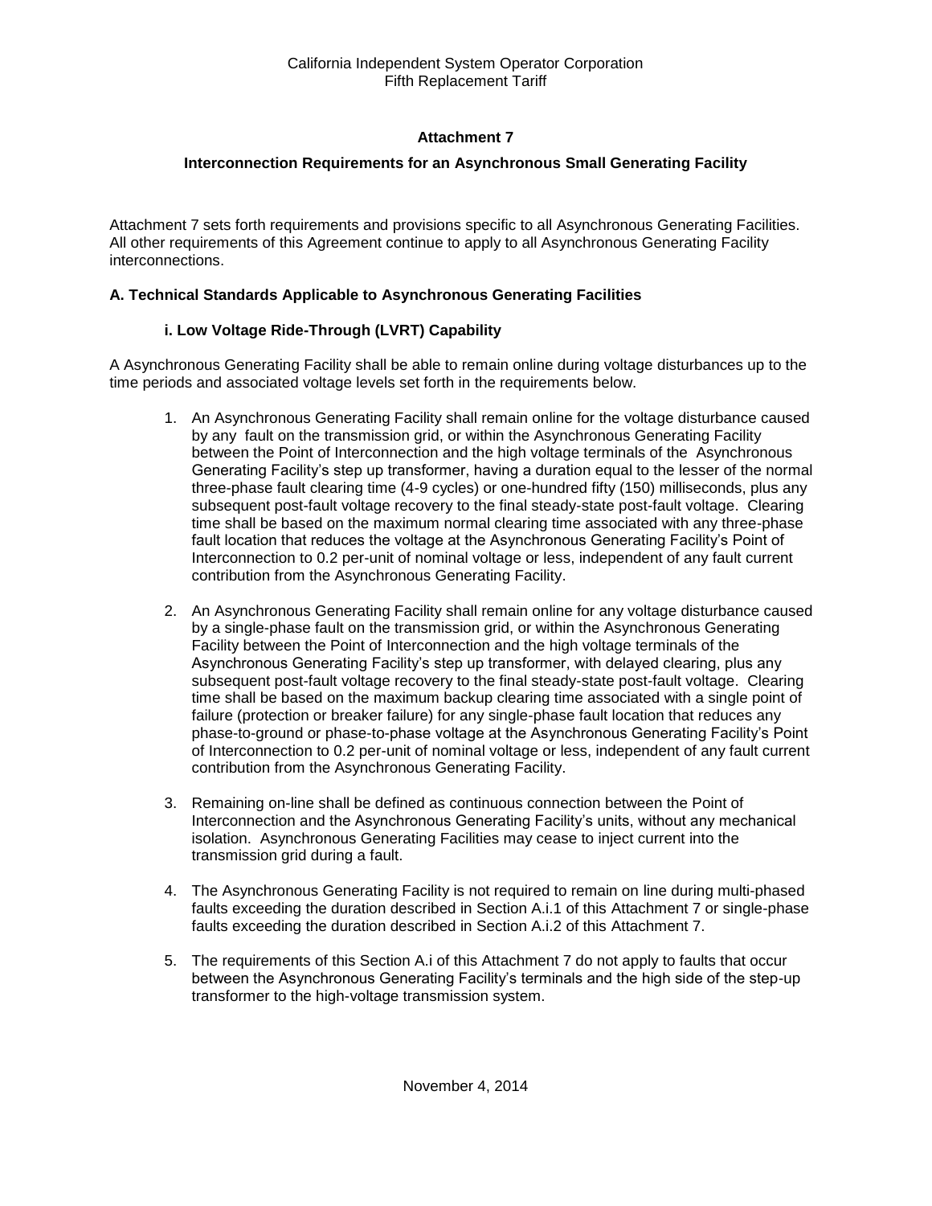**Attachment 7**

**Interconnection Requirements for an Asynchronous Small Generating Facility**

Attachment 7 sets forth requirements and provisions specific to all Asynchronous Generating Facilities. All other requirements of this Agreement continue to apply to all Asynchronous Generating Facility interconnections.

**A. Technical Standards Applicable to Asynchronous Generating Facilities**

**i. Low Voltage Ride-Through (LVRT) Capability**

A Asynchronous Generating Facility shall be able to remain online during voltage disturbances up to the time periods and associated voltage levels set forth in the requirements below.

1. An Asynchronous Generating Facility shall remain online for the voltage disturbance caused by any fault on the transmission grid, or within the Asynchronous Generating Facility between the Point of Interconnection and the high voltage terminals of the Asynchronous Generating Facility's step up transformer, having a duration equal to the lesser of the normal three-phase fault clearing time (4-9 cycles) or one-hundred fifty (150) milliseconds, plus any subsequent post-fault voltage recovery to the final steady-state post-fault voltage. Clearing time shall be based on the maximum normal clearing time associated with any three-phase fault location that reduces the voltage at the Asynchronous Generating Facility's Point of Interconnection to 0.2 per-unit of nominal voltage or less, independent of any fault current contribution from the Asynchronous Generating Facility.

2. An Asynchronous Generating Facility shall remain online for any voltage disturbance caused by a single-phase fault on the transmission grid, or within the Asynchronous Generating Facility between the Point of Interconnection and the high voltage terminals of the Asynchronous Generating Facility's step up transformer, with delayed clearing, plus any subsequent post-fault voltage recovery to the final steady-state post-fault voltage. Clearing time shall be based on the maximum backup clearing time associated with a single point of failure (protection or breaker failure) for any single-phase fault location that reduces any phase-to-ground or phase-to-phase voltage at the Asynchronous Generating Facility's Point of Interconnection to 0.2 per-unit of nominal voltage or less, independent of any fault current contribution from the Asynchronous Generating Facility.

3. Remaining on-line shall be defined as continuous connection between the Point of Interconnection and the Asynchronous Generating Facility's units, without any mechanical isolation. Asynchronous Generating Facilities may cease to inject current into the transmission grid during a fault.

4. The Asynchronous Generating Facility is not required to remain on line during multi-phased faults exceeding the duration described in Section A.i.1 of this Attachment 7 or single-phase faults exceeding the duration described in Section A.i.2 of this Attachment 7.

5. The requirements of this Section A.i of this Attachment 7 do not apply to faults that occur between the Asynchronous Generating Facility's terminals and the high side of the step-up transformer to the high-voltage transmission system.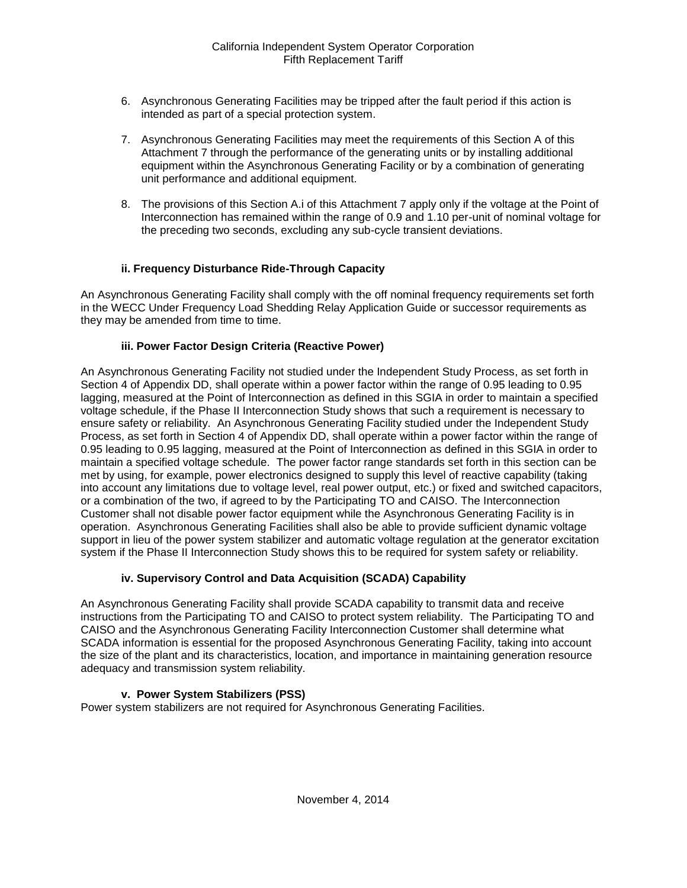6. Asynchronous Generating Facilities may be tripped after the fault period if this action is intended as part of a special protection system.

7. Asynchronous Generating Facilities may meet the requirements of this Section A of this Attachment 7 through the performance of the generating units or by installing additional equipment within the Asynchronous Generating Facility or by a combination of generating unit performance and additional equipment.

8. The provisions of this Section A.i of this Attachment 7 apply only if the voltage at the Point of Interconnection has remained within the range of 0.9 and 1.10 per-unit of nominal voltage for the preceding two seconds, excluding any sub-cycle transient deviations.

### ii. Frequency Disturbance Ride-Through Capacity

An Asynchronous Generating Facility shall comply with the off nominal frequency requirements set forth in the WECC Under Frequency Load Shedding Relay Application Guide or successor requirements as they may be amended from time to time.

### iii. Power Factor Design Criteria (Reactive Power)

An Asynchronous Generating Facility not studied under the Independent Study Process, as set forth in Section 4 of Appendix DD, shall operate within a power factor within the range of 0.95 leading to 0.95 lagging, measured at the Point of Interconnection as defined in this SGIA in order to maintain a specified voltage schedule, if the Phase II Interconnection Study shows that such a requirement is necessary to ensure safety or reliability. An Asynchronous Generating Facility studied under the Independent Study Process, as set forth in Section 4 of Appendix DD, shall operate within a power factor within the range of 0.95 leading to 0.95 lagging, measured at the Point of Interconnection as defined in this SGIA in order to maintain a specified voltage schedule. The power factor range standards set forth in this section can be met by using, for example, power electronics designed to supply this level of reactive capability (taking into account any limitations due to voltage level, real power output, etc.) or fixed and switched capacitors, or a combination of the two, if agreed to by the Participating TO and CAISO. The Interconnection Customer shall not disable power factor equipment while the Asynchronous Generating Facility is in operation. Asynchronous Generating Facilities shall also be able to provide sufficient dynamic voltage support in lieu of the power system stabilizer and automatic voltage regulation at the generator excitation system if the Phase II Interconnection Study shows this to be required for system safety or reliability.

### iv. Supervisory Control and Data Acquisition (SCADA) Capability

An Asynchronous Generating Facility shall provide SCADA capability to transmit data and receive instructions from the Participating TO and CAISO to protect system reliability. The Participating TO and CAISO and the Asynchronous Generating Facility Interconnection Customer shall determine what SCADA information is essential for the proposed Asynchronous Generating Facility, taking into account the size of the plant and its characteristics, location, and importance in maintaining generation resource adequacy and transmission system reliability.

### v. Power System Stabilizers (PSS)

Power system stabilizers are not required for Asynchronous Generating Facilities.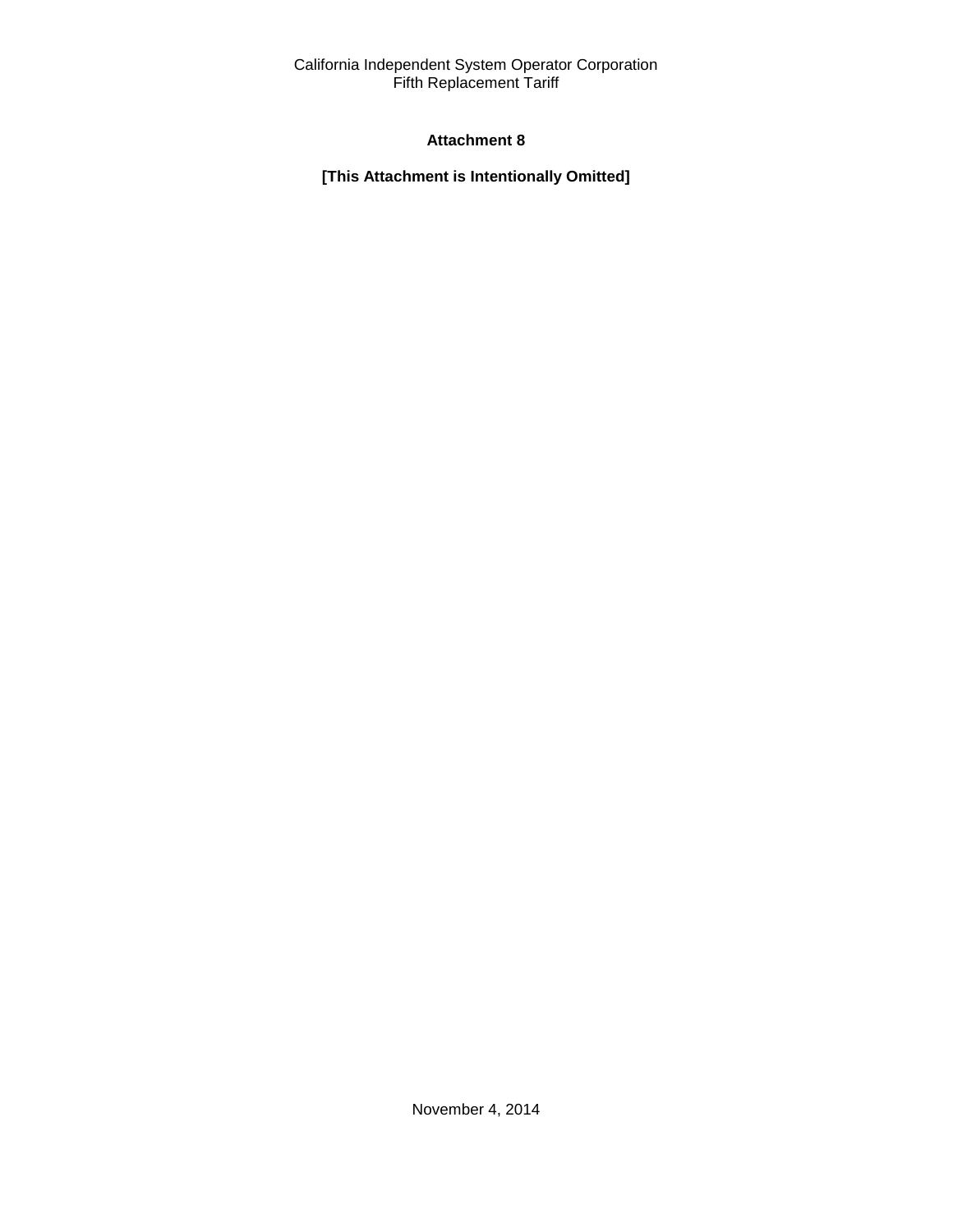California Independent System Operator Corporation
Fifth Replacement Tariff

**Attachment 8**

**[This Attachment is Intentionally Omitted]**

November 4, 2014